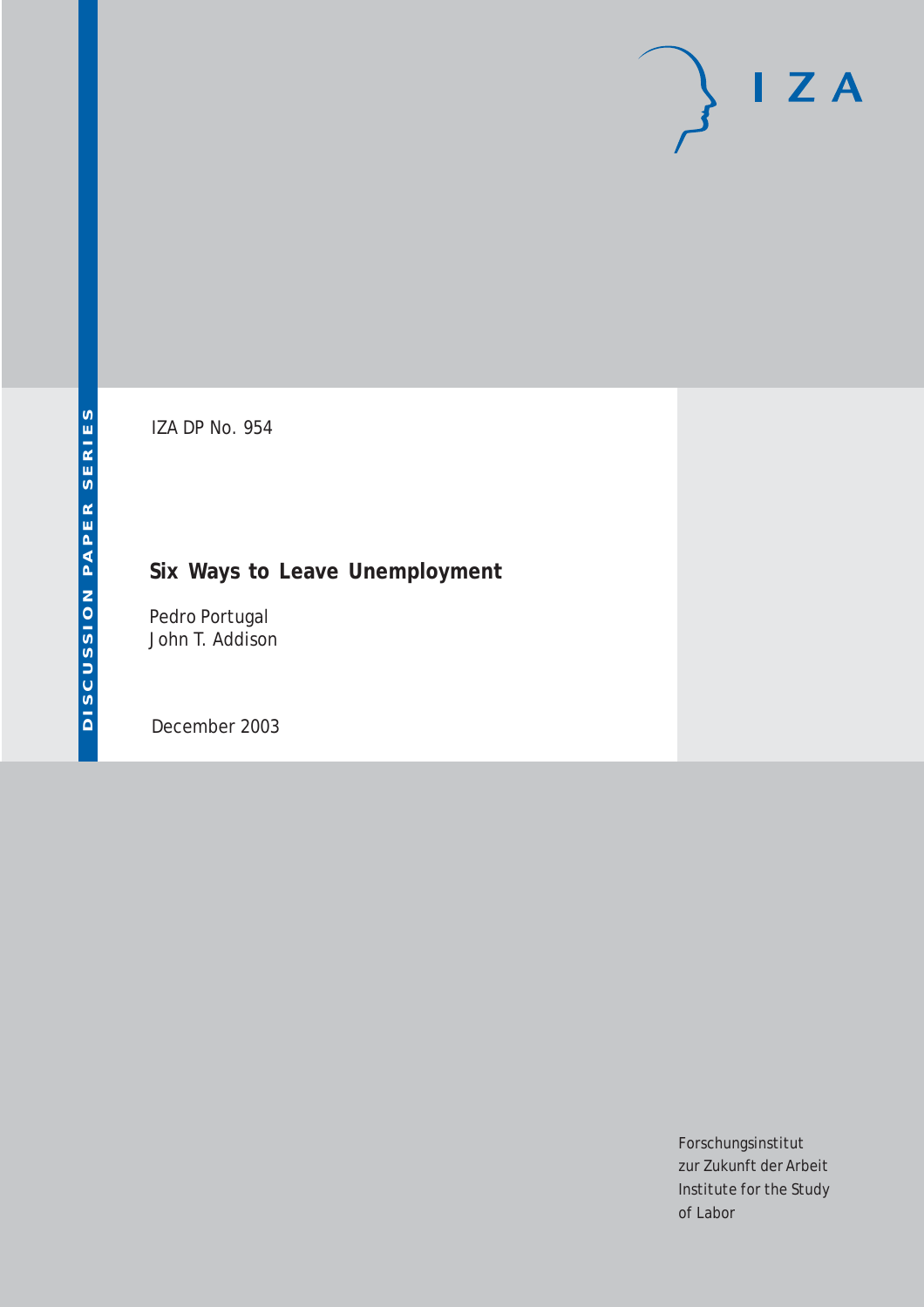DISCUSSION PAPER SERIES

IZA DP No. 954

# Six Ways to Leave Unemployment

Pedro Portugal
John T. Addison

December 2003

Forschungsinstitut
zur Zukunft der Arbeit
Institute for the Study
of Labor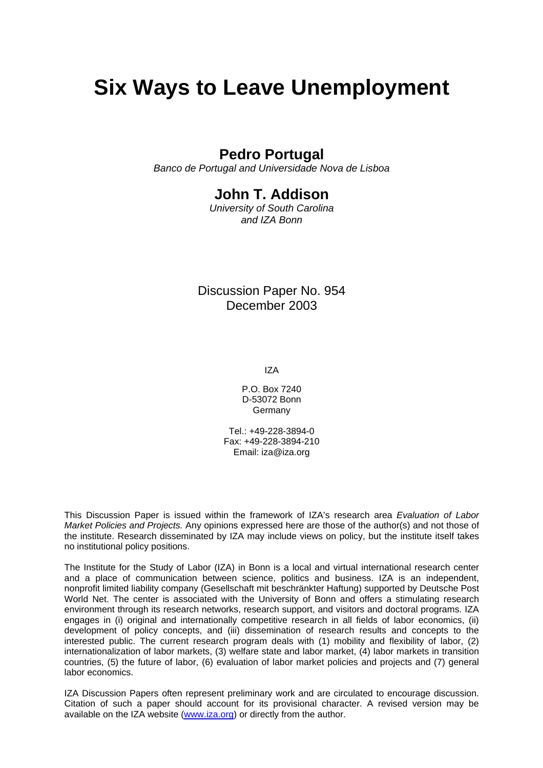# Six Ways to Leave Unemployment

## Pedro Portugal

*Banco de Portugal and Universidade Nova de Lisboa*

## John T. Addison

*University of South Carolina*
*and IZA Bonn*

Discussion Paper No. 954
December 2003

IZA

P.O. Box 7240
D-53072 Bonn
Germany

Tel.: +49-228-3894-0
Fax: +49-228-3894-210
Email: iza@iza.org

This Discussion Paper is issued within the framework of IZA's research area *Evaluation of Labor Market Policies and Projects.* Any opinions expressed here are those of the author(s) and not those of the institute. Research disseminated by IZA may include views on policy, but the institute itself takes no institutional policy positions.

The Institute for the Study of Labor (IZA) in Bonn is a local and virtual international research center and a place of communication between science, politics and business. IZA is an independent, nonprofit limited liability company (Gesellschaft mit beschränkter Haftung) supported by Deutsche Post World Net. The center is associated with the University of Bonn and offers a stimulating research environment through its research networks, research support, and visitors and doctoral programs. IZA engages in (i) original and internationally competitive research in all fields of labor economics, (ii) development of policy concepts, and (iii) dissemination of research results and concepts to the interested public. The current research program deals with (1) mobility and flexibility of labor, (2) internationalization of labor markets, (3) welfare state and labor market, (4) labor markets in transition countries, (5) the future of labor, (6) evaluation of labor market policies and projects and (7) general labor economics.

IZA Discussion Papers often represent preliminary work and are circulated to encourage discussion. Citation of such a paper should account for its provisional character. A revised version may be available on the IZA website (www.iza.org) or directly from the author.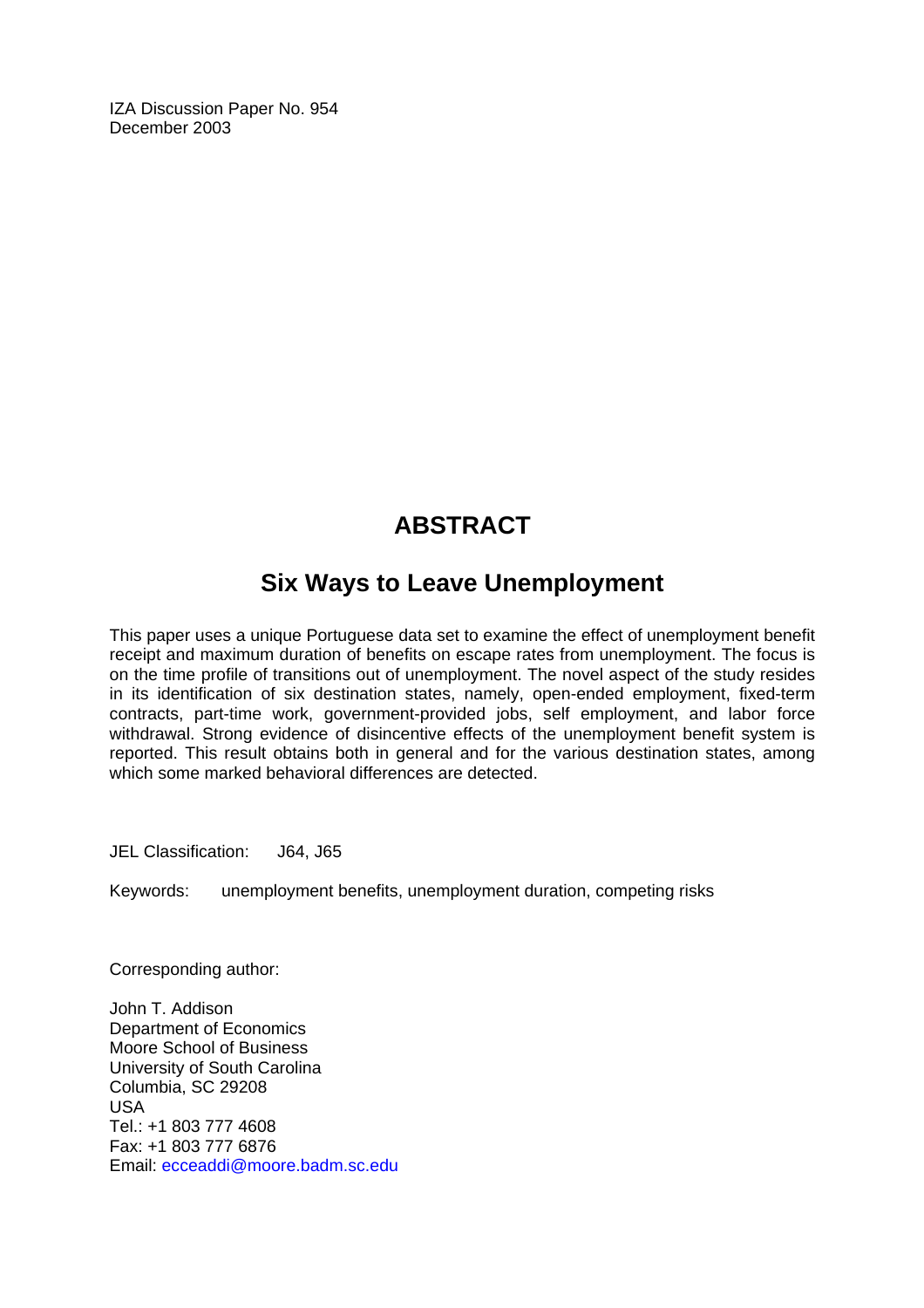IZA Discussion Paper No. 954
December 2003

# ABSTRACT

## Six Ways to Leave Unemployment

This paper uses a unique Portuguese data set to examine the effect of unemployment benefit receipt and maximum duration of benefits on escape rates from unemployment. The focus is on the time profile of transitions out of unemployment. The novel aspect of the study resides in its identification of six destination states, namely, open-ended employment, fixed-term contracts, part-time work, government-provided jobs, self employment, and labor force withdrawal. Strong evidence of disincentive effects of the unemployment benefit system is reported. This result obtains both in general and for the various destination states, among which some marked behavioral differences are detected.

JEL Classification: J64, J65

Keywords: unemployment benefits, unemployment duration, competing risks

Corresponding author:

John T. Addison
Department of Economics
Moore School of Business
University of South Carolina
Columbia, SC 29208
USA
Tel.: +1 803 777 4608
Fax: +1 803 777 6876
Email: ecceaddi@moore.badm.sc.edu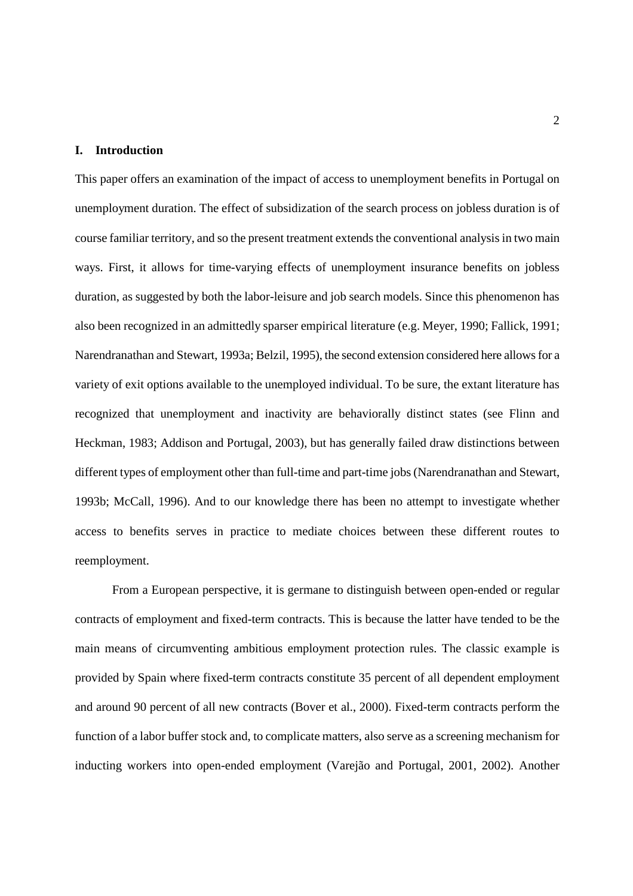## I. Introduction

This paper offers an examination of the impact of access to unemployment benefits in Portugal on unemployment duration. The effect of subsidization of the search process on jobless duration is of course familiar territory, and so the present treatment extends the conventional analysis in two main ways. First, it allows for time-varying effects of unemployment insurance benefits on jobless duration, as suggested by both the labor-leisure and job search models. Since this phenomenon has also been recognized in an admittedly sparser empirical literature (e.g. Meyer, 1990; Fallick, 1991; Narendranathan and Stewart, 1993a; Belzil, 1995), the second extension considered here allows for a variety of exit options available to the unemployed individual. To be sure, the extant literature has recognized that unemployment and inactivity are behaviorally distinct states (see Flinn and Heckman, 1983; Addison and Portugal, 2003), but has generally failed draw distinctions between different types of employment other than full-time and part-time jobs (Narendranathan and Stewart, 1993b; McCall, 1996). And to our knowledge there has been no attempt to investigate whether access to benefits serves in practice to mediate choices between these different routes to reemployment.

From a European perspective, it is germane to distinguish between open-ended or regular contracts of employment and fixed-term contracts. This is because the latter have tended to be the main means of circumventing ambitious employment protection rules. The classic example is provided by Spain where fixed-term contracts constitute 35 percent of all dependent employment and around 90 percent of all new contracts (Bover et al., 2000). Fixed-term contracts perform the function of a labor buffer stock and, to complicate matters, also serve as a screening mechanism for inducting workers into open-ended employment (Varejão and Portugal, 2001, 2002). Another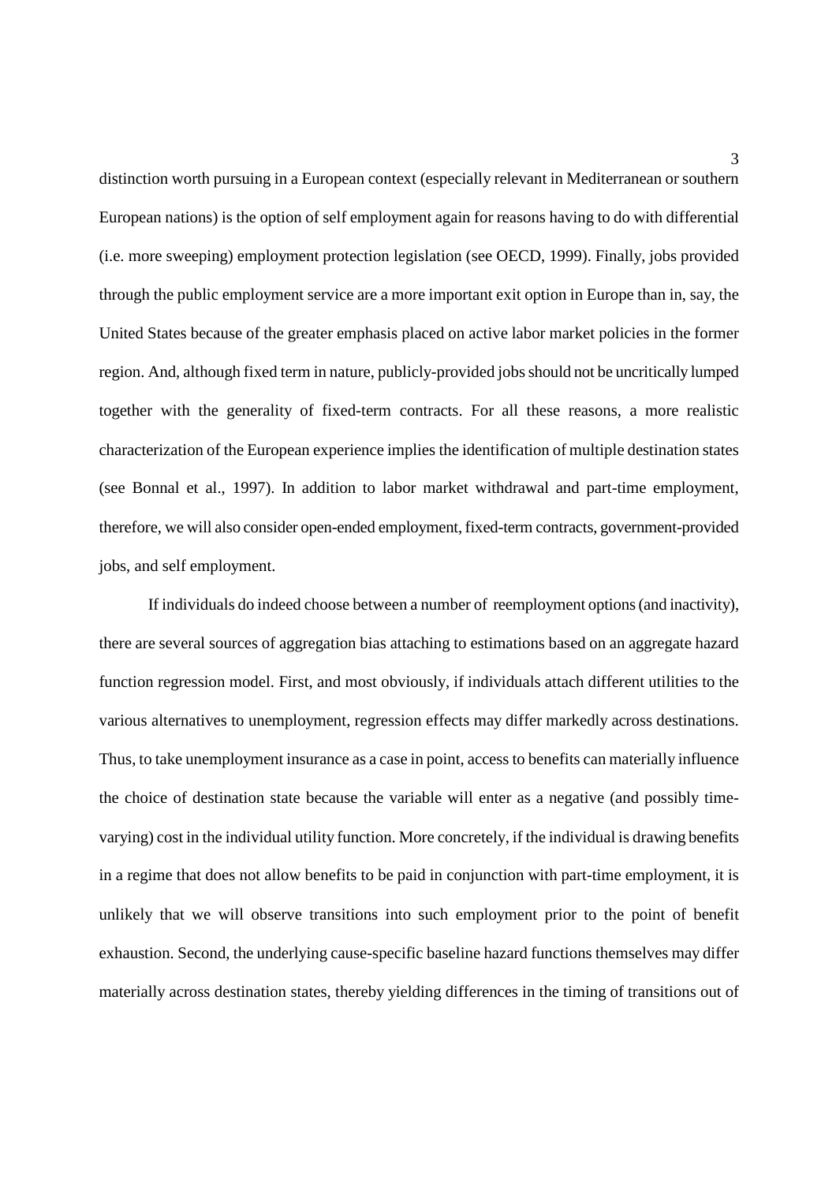distinction worth pursuing in a European context (especially relevant in Mediterranean or southern European nations) is the option of self employment again for reasons having to do with differential (i.e. more sweeping) employment protection legislation (see OECD, 1999). Finally, jobs provided through the public employment service are a more important exit option in Europe than in, say, the United States because of the greater emphasis placed on active labor market policies in the former region. And, although fixed term in nature, publicly-provided jobs should not be uncritically lumped together with the generality of fixed-term contracts. For all these reasons, a more realistic characterization of the European experience implies the identification of multiple destination states (see Bonnal et al., 1997). In addition to labor market withdrawal and part-time employment, therefore, we will also consider open-ended employment, fixed-term contracts, government-provided jobs, and self employment.

If individuals do indeed choose between a number of reemployment options (and inactivity), there are several sources of aggregation bias attaching to estimations based on an aggregate hazard function regression model. First, and most obviously, if individuals attach different utilities to the various alternatives to unemployment, regression effects may differ markedly across destinations. Thus, to take unemployment insurance as a case in point, access to benefits can materially influence the choice of destination state because the variable will enter as a negative (and possibly time-varying) cost in the individual utility function. More concretely, if the individual is drawing benefits in a regime that does not allow benefits to be paid in conjunction with part-time employment, it is unlikely that we will observe transitions into such employment prior to the point of benefit exhaustion. Second, the underlying cause-specific baseline hazard functions themselves may differ materially across destination states, thereby yielding differences in the timing of transitions out of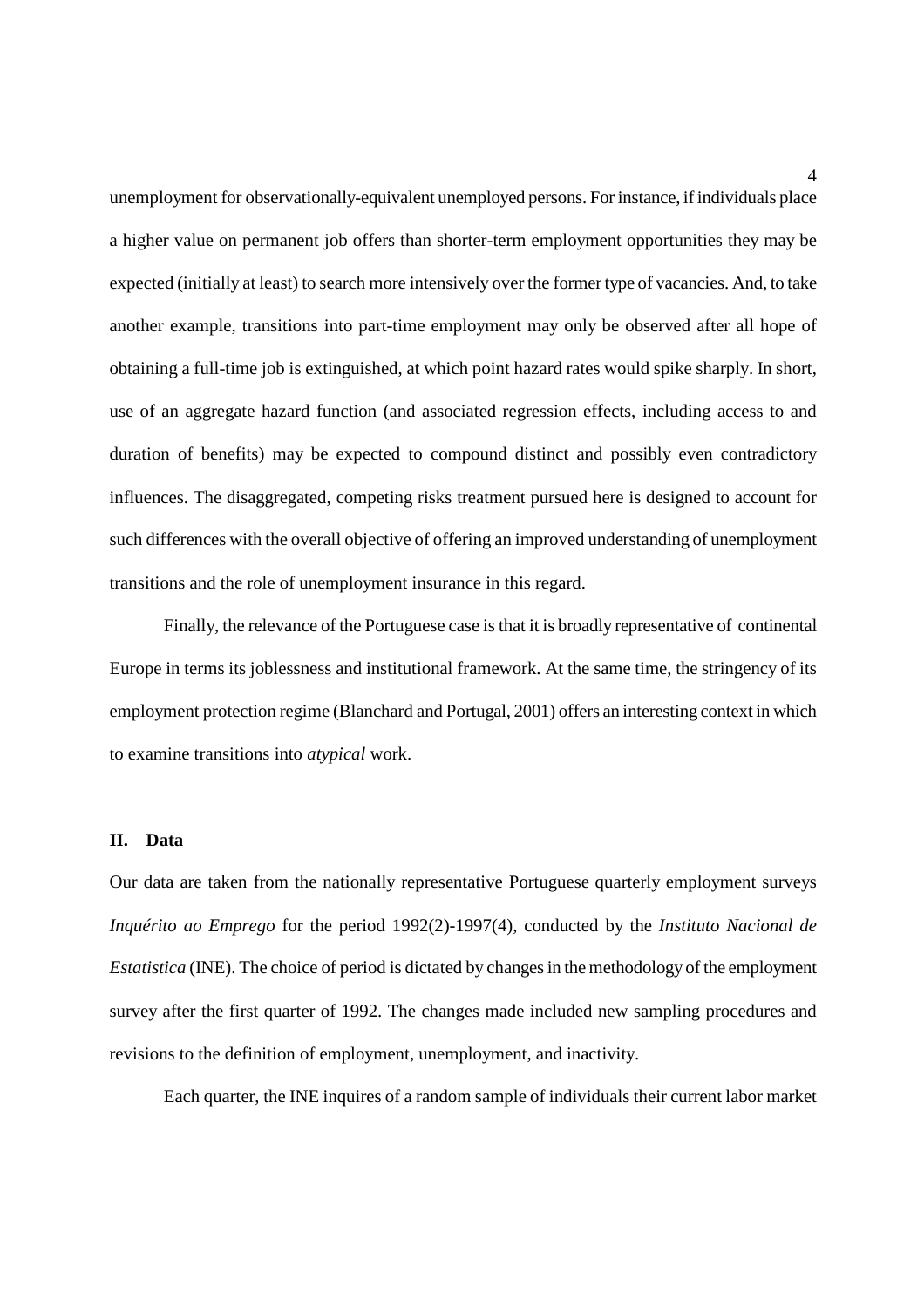unemployment for observationally-equivalent unemployed persons. For instance, if individuals place a higher value on permanent job offers than shorter-term employment opportunities they may be expected (initially at least) to search more intensively over the former type of vacancies. And, to take another example, transitions into part-time employment may only be observed after all hope of obtaining a full-time job is extinguished, at which point hazard rates would spike sharply. In short, use of an aggregate hazard function (and associated regression effects, including access to and duration of benefits) may be expected to compound distinct and possibly even contradictory influences. The disaggregated, competing risks treatment pursued here is designed to account for such differences with the overall objective of offering an improved understanding of unemployment transitions and the role of unemployment insurance in this regard.

Finally, the relevance of the Portuguese case is that it is broadly representative of continental Europe in terms its joblessness and institutional framework. At the same time, the stringency of its employment protection regime (Blanchard and Portugal, 2001) offers an interesting context in which to examine transitions into *atypical* work.

## II. Data

Our data are taken from the nationally representative Portuguese quarterly employment surveys *Inquérito ao Emprego* for the period 1992(2)-1997(4), conducted by the *Instituto Nacional de Estatistica* (INE). The choice of period is dictated by changes in the methodology of the employment survey after the first quarter of 1992. The changes made included new sampling procedures and revisions to the definition of employment, unemployment, and inactivity.

Each quarter, the INE inquires of a random sample of individuals their current labor market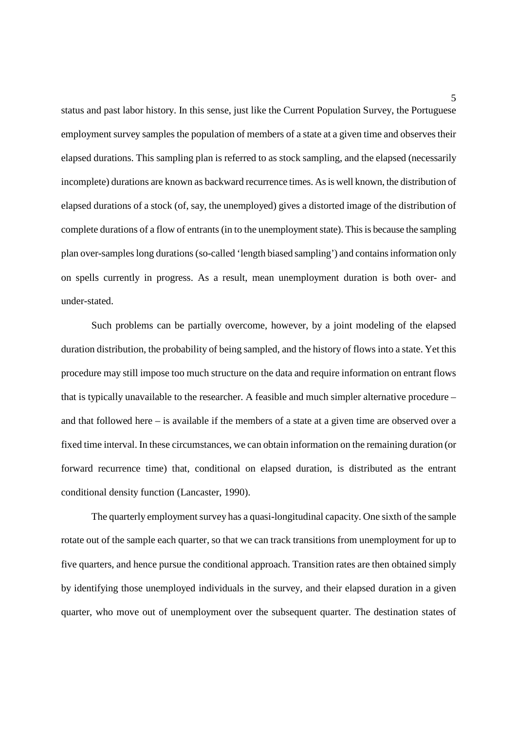status and past labor history. In this sense, just like the Current Population Survey, the Portuguese employment survey samples the population of members of a state at a given time and observes their elapsed durations. This sampling plan is referred to as stock sampling, and the elapsed (necessarily incomplete) durations are known as backward recurrence times. As is well known, the distribution of elapsed durations of a stock (of, say, the unemployed) gives a distorted image of the distribution of complete durations of a flow of entrants (in to the unemployment state). This is because the sampling plan over-samples long durations (so-called 'length biased sampling') and contains information only on spells currently in progress. As a result, mean unemployment duration is both over- and under-stated.

Such problems can be partially overcome, however, by a joint modeling of the elapsed duration distribution, the probability of being sampled, and the history of flows into a state. Yet this procedure may still impose too much structure on the data and require information on entrant flows that is typically unavailable to the researcher. A feasible and much simpler alternative procedure – and that followed here – is available if the members of a state at a given time are observed over a fixed time interval. In these circumstances, we can obtain information on the remaining duration (or forward recurrence time) that, conditional on elapsed duration, is distributed as the entrant conditional density function (Lancaster, 1990).

The quarterly employment survey has a quasi-longitudinal capacity. One sixth of the sample rotate out of the sample each quarter, so that we can track transitions from unemployment for up to five quarters, and hence pursue the conditional approach. Transition rates are then obtained simply by identifying those unemployed individuals in the survey, and their elapsed duration in a given quarter, who move out of unemployment over the subsequent quarter. The destination states of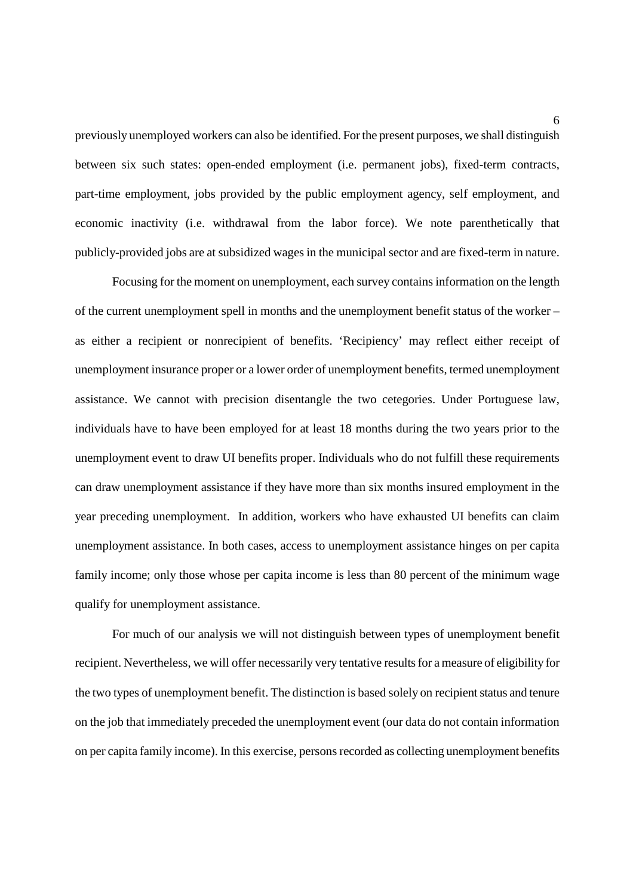previously unemployed workers can also be identified. For the present purposes, we shall distinguish between six such states: open-ended employment (i.e. permanent jobs), fixed-term contracts, part-time employment, jobs provided by the public employment agency, self employment, and economic inactivity (i.e. withdrawal from the labor force). We note parenthetically that publicly-provided jobs are at subsidized wages in the municipal sector and are fixed-term in nature.

Focusing for the moment on unemployment, each survey contains information on the length of the current unemployment spell in months and the unemployment benefit status of the worker – as either a recipient or nonrecipient of benefits. 'Recipiency' may reflect either receipt of unemployment insurance proper or a lower order of unemployment benefits, termed unemployment assistance. We cannot with precision disentangle the two cetegories. Under Portuguese law, individuals have to have been employed for at least 18 months during the two years prior to the unemployment event to draw UI benefits proper. Individuals who do not fulfill these requirements can draw unemployment assistance if they have more than six months insured employment in the year preceding unemployment. In addition, workers who have exhausted UI benefits can claim unemployment assistance. In both cases, access to unemployment assistance hinges on per capita family income; only those whose per capita income is less than 80 percent of the minimum wage qualify for unemployment assistance.

For much of our analysis we will not distinguish between types of unemployment benefit recipient. Nevertheless, we will offer necessarily very tentative results for a measure of eligibility for the two types of unemployment benefit. The distinction is based solely on recipient status and tenure on the job that immediately preceded the unemployment event (our data do not contain information on per capita family income). In this exercise, persons recorded as collecting unemployment benefits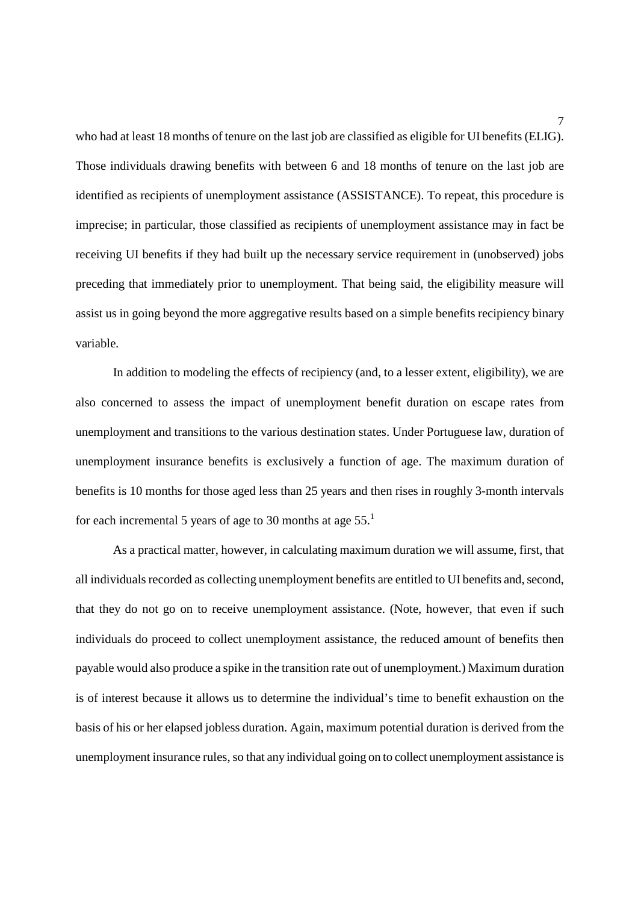who had at least 18 months of tenure on the last job are classified as eligible for UI benefits (ELIG). Those individuals drawing benefits with between 6 and 18 months of tenure on the last job are identified as recipients of unemployment assistance (ASSISTANCE). To repeat, this procedure is imprecise; in particular, those classified as recipients of unemployment assistance may in fact be receiving UI benefits if they had built up the necessary service requirement in (unobserved) jobs preceding that immediately prior to unemployment. That being said, the eligibility measure will assist us in going beyond the more aggregative results based on a simple benefits recipiency binary variable.

In addition to modeling the effects of recipiency (and, to a lesser extent, eligibility), we are also concerned to assess the impact of unemployment benefit duration on escape rates from unemployment and transitions to the various destination states. Under Portuguese law, duration of unemployment insurance benefits is exclusively a function of age. The maximum duration of benefits is 10 months for those aged less than 25 years and then rises in roughly 3-month intervals for each incremental 5 years of age to 30 months at age 55.[1]

As a practical matter, however, in calculating maximum duration we will assume, first, that all individuals recorded as collecting unemployment benefits are entitled to UI benefits and, second, that they do not go on to receive unemployment assistance. (Note, however, that even if such individuals do proceed to collect unemployment assistance, the reduced amount of benefits then payable would also produce a spike in the transition rate out of unemployment.) Maximum duration is of interest because it allows us to determine the individual's time to benefit exhaustion on the basis of his or her elapsed jobless duration. Again, maximum potential duration is derived from the unemployment insurance rules, so that any individual going on to collect unemployment assistance is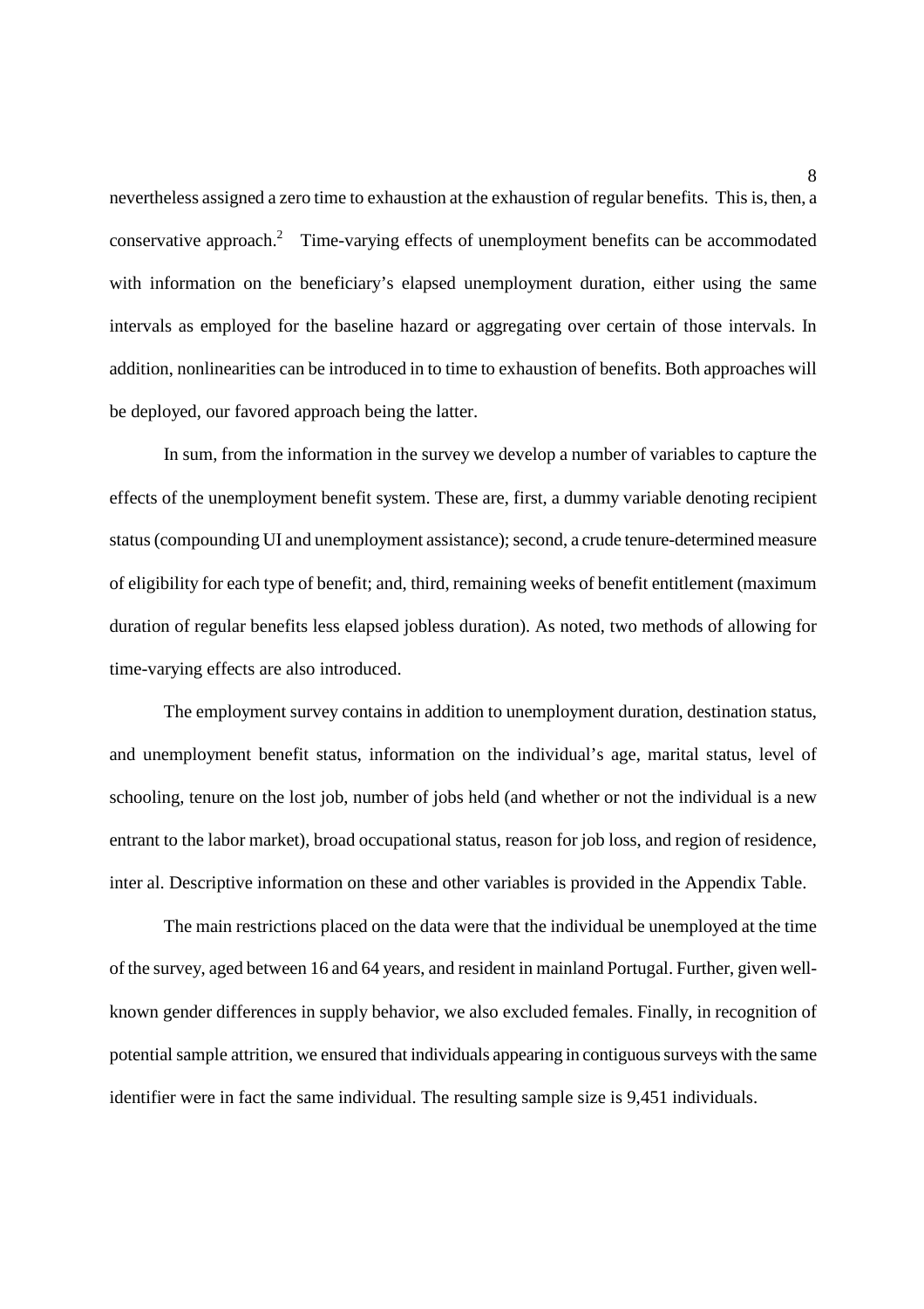nevertheless assigned a zero time to exhaustion at the exhaustion of regular benefits. This is, then, a conservative approach.[2] Time-varying effects of unemployment benefits can be accommodated with information on the beneficiary's elapsed unemployment duration, either using the same intervals as employed for the baseline hazard or aggregating over certain of those intervals. In addition, nonlinearities can be introduced in to time to exhaustion of benefits. Both approaches will be deployed, our favored approach being the latter.

In sum, from the information in the survey we develop a number of variables to capture the effects of the unemployment benefit system. These are, first, a dummy variable denoting recipient status (compounding UI and unemployment assistance); second, a crude tenure-determined measure of eligibility for each type of benefit; and, third, remaining weeks of benefit entitlement (maximum duration of regular benefits less elapsed jobless duration). As noted, two methods of allowing for time-varying effects are also introduced.

The employment survey contains in addition to unemployment duration, destination status, and unemployment benefit status, information on the individual's age, marital status, level of schooling, tenure on the lost job, number of jobs held (and whether or not the individual is a new entrant to the labor market), broad occupational status, reason for job loss, and region of residence, inter al. Descriptive information on these and other variables is provided in the Appendix Table.

The main restrictions placed on the data were that the individual be unemployed at the time of the survey, aged between 16 and 64 years, and resident in mainland Portugal. Further, given well-known gender differences in supply behavior, we also excluded females. Finally, in recognition of potential sample attrition, we ensured that individuals appearing in contiguous surveys with the same identifier were in fact the same individual. The resulting sample size is 9,451 individuals.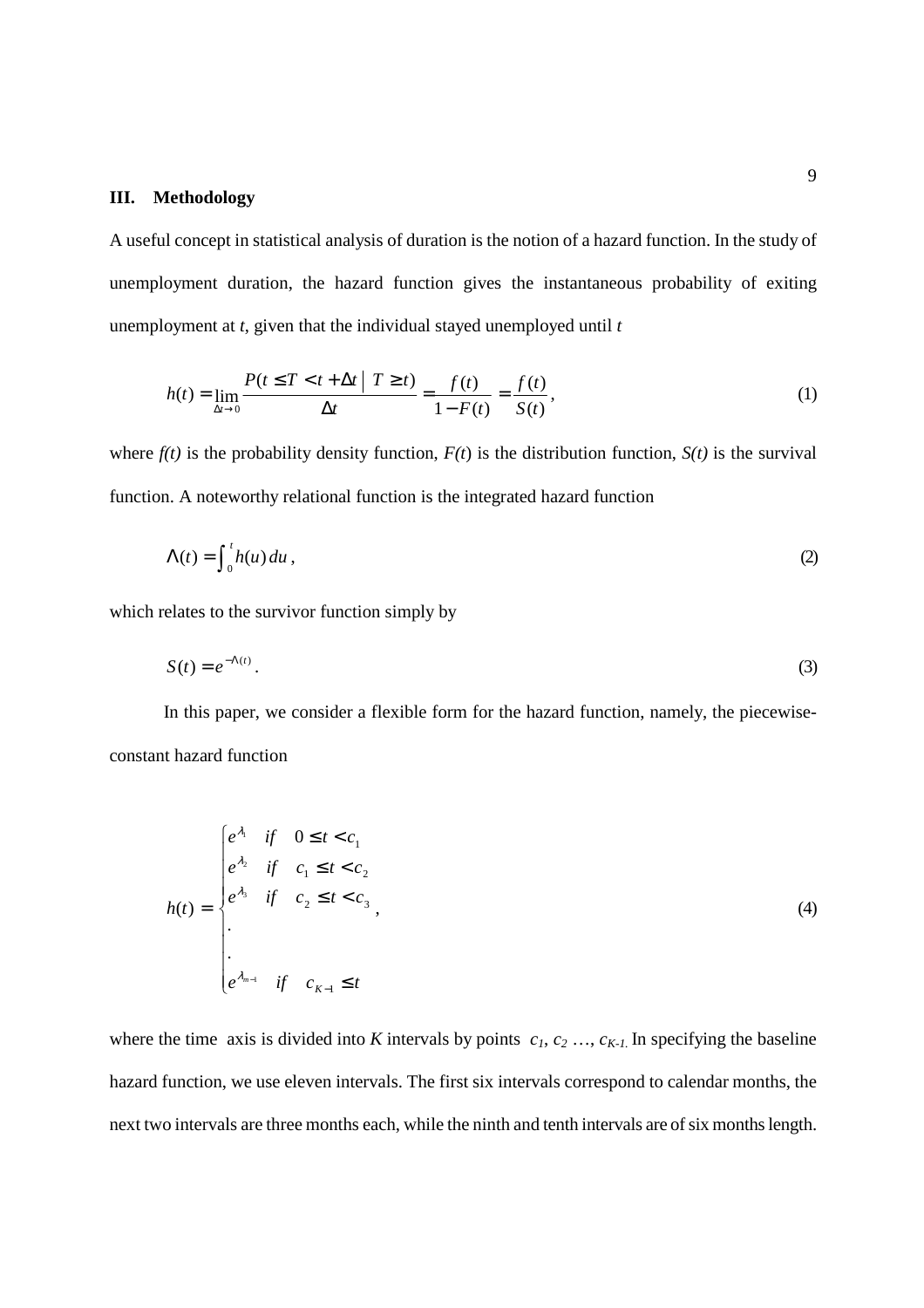## III. Methodology

A useful concept in statistical analysis of duration is the notion of a hazard function. In the study of unemployment duration, the hazard function gives the instantaneous probability of exiting unemployment at $t$, given that the individual stayed unemployed until $t$

$$h(t) = \lim_{\Delta t \to 0} \frac{P(t \leq T < t + \Delta t \mid T \geq t)}{\Delta t} = \frac{f(t)}{1 - F(t)} = \frac{f(t)}{S(t)}, \tag{1}$$

where $f(t)$ is the probability density function, $F(t)$ is the distribution function, $S(t)$ is the survival function. A noteworthy relational function is the integrated hazard function

$$\Lambda(t) = \int_0^t h(u)\, du, \tag{2}$$

which relates to the survivor function simply by

$$S(t) = e^{-\Lambda(t)}. \tag{3}$$

In this paper, we consider a flexible form for the hazard function, namely, the piecewise-constant hazard function

$$h(t) = \begin{cases} e^{\lambda_1} & if \quad 0 \leq t < c_1 \\ e^{\lambda_2} & if \quad c_1 \leq t < c_2 \\ e^{\lambda_3} & if \quad c_2 \leq t < c_3 \\ . & \\ . & \\ e^{\lambda_{m-1}} & if \quad c_{K-1} \leq t \end{cases}, \tag{4}$$

where the time axis is divided into $K$ intervals by points $c_1, c_2 \ldots, c_{K-1}$. In specifying the baseline hazard function, we use eleven intervals. The first six intervals correspond to calendar months, the next two intervals are three months each, while the ninth and tenth intervals are of six months length.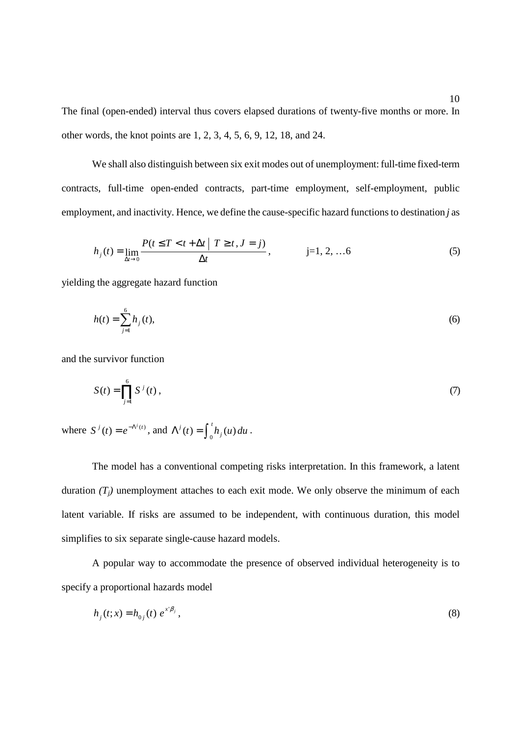The final (open-ended) interval thus covers elapsed durations of twenty-five months or more. In other words, the knot points are 1, 2, 3, 4, 5, 6, 9, 12, 18, and 24.

We shall also distinguish between six exit modes out of unemployment: full-time fixed-term contracts, full-time open-ended contracts, part-time employment, self-employment, public employment, and inactivity. Hence, we define the cause-specific hazard functions to destination *j* as

$$h_j(t) = \lim_{\Delta t \to 0} \frac{P(t \leq T < t + \Delta t \mid T \geq t, J = j)}{\Delta t}, \qquad \text{j=1, 2, …6} \tag{5}$$

yielding the aggregate hazard function

$$h(t) = \sum_{j=1}^{6} h_j(t), \tag{6}$$

and the survivor function

$$S(t) = \prod_{j=1}^{6} S^j(t), \tag{7}$$

where $S^j(t) = e^{-\Lambda^j(t)}$, and $\Lambda^j(t) = \int_0^t h_j(u)\,du$.

The model has a conventional competing risks interpretation. In this framework, a latent duration *($T_j$)* unemployment attaches to each exit mode. We only observe the minimum of each latent variable. If risks are assumed to be independent, with continuous duration, this model simplifies to six separate single-cause hazard models.

A popular way to accommodate the presence of observed individual heterogeneity is to specify a proportional hazards model

$$h_j(t; x) = h_{0j}(t)\, e^{x'\beta_j}, \tag{8}$$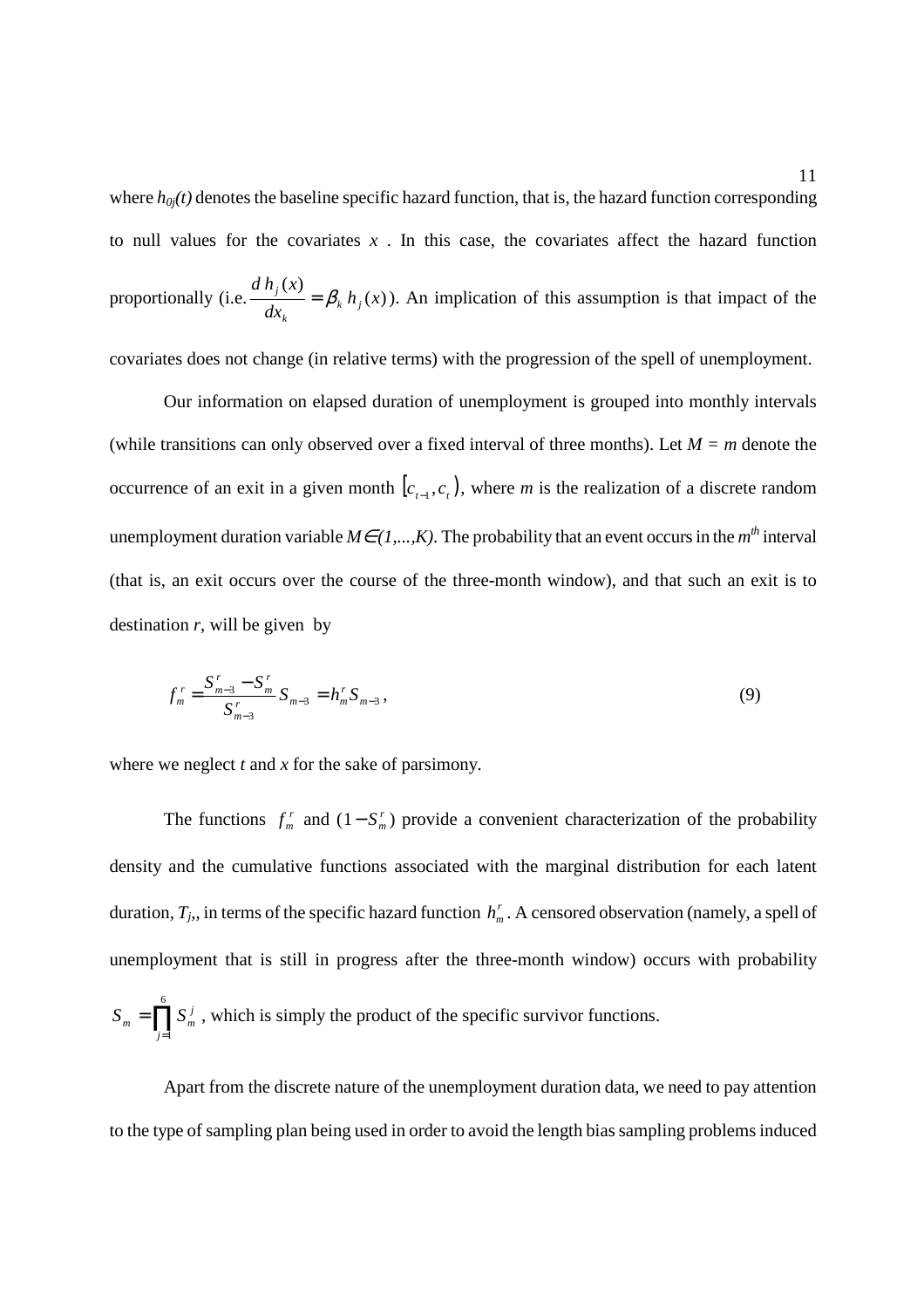where $h_{0j}(t)$ denotes the baseline specific hazard function, that is, the hazard function corresponding to null values for the covariates $x$ . In this case, the covariates affect the hazard function proportionally (i.e. $\frac{d\, h_j(x)}{dx_k} = \beta_k\, h_j(x)$). An implication of this assumption is that impact of the covariates does not change (in relative terms) with the progression of the spell of unemployment.

Our information on elapsed duration of unemployment is grouped into monthly intervals (while transitions can only observed over a fixed interval of three months). Let $M = m$ denote the occurrence of an exit in a given month $[c_{t-1}, c_t)$, where $m$ is the realization of a discrete random unemployment duration variable $M \in (1,...,K)$. The probability that an event occurs in the $m^{th}$ interval (that is, an exit occurs over the course of the three-month window), and that such an exit is to destination $r$, will be given by

$$f_m^r = \frac{S_{m-3}^r - S_m^r}{S_{m-3}^r} S_{m-3} = h_m^r S_{m-3}, \tag{9}$$

where we neglect $t$ and $x$ for the sake of parsimony.

The functions $f_m^r$ and $(1 - S_m^r)$ provide a convenient characterization of the probability density and the cumulative functions associated with the marginal distribution for each latent duration, $T_j$,, in terms of the specific hazard function $h_m^r$. A censored observation (namely, a spell of unemployment that is still in progress after the three-month window) occurs with probability $S_m = \prod_{j=1}^{6} S_m^j$ , which is simply the product of the specific survivor functions.

Apart from the discrete nature of the unemployment duration data, we need to pay attention to the type of sampling plan being used in order to avoid the length bias sampling problems induced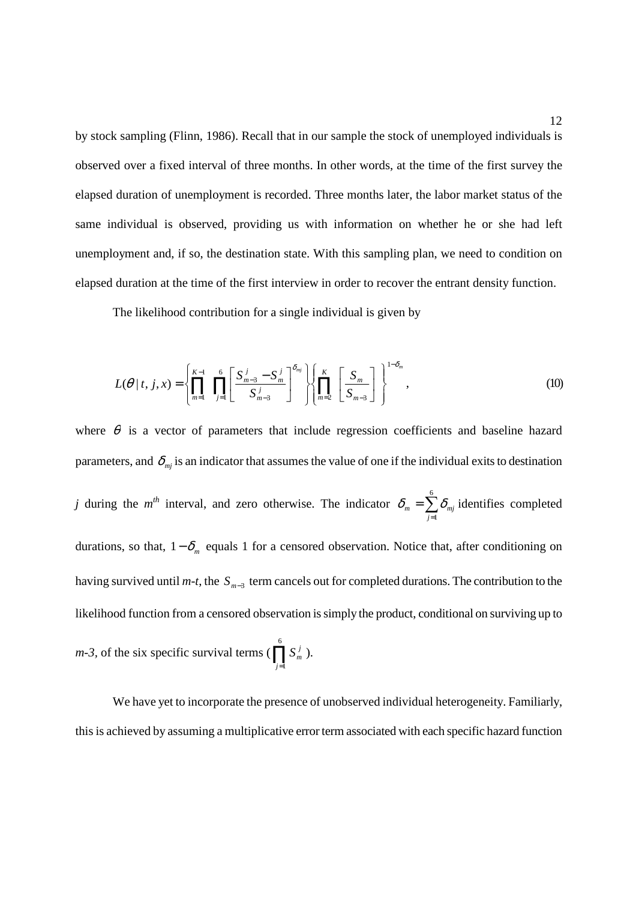by stock sampling (Flinn, 1986). Recall that in our sample the stock of unemployed individuals is observed over a fixed interval of three months. In other words, at the time of the first survey the elapsed duration of unemployment is recorded. Three months later, the labor market status of the same individual is observed, providing us with information on whether he or she had left unemployment and, if so, the destination state. With this sampling plan, we need to condition on elapsed duration at the time of the first interview in order to recover the entrant density function.

The likelihood contribution for a single individual is given by

$$L(\theta \mid t, j, x) = \left\{ \prod_{m=1}^{K-1} \prod_{j=1}^{6} \left[ \frac{S_{m-3}^{j} - S_{m}^{j}}{S_{m-3}^{j}} \right]^{\delta_{mj}} \right\} \left\{ \prod_{m=2}^{K} \left[ \frac{S_m}{S_{m-3}} \right] \right\}^{1-\delta_m}, \tag{10}$$

where $\theta$ is a vector of parameters that include regression coefficients and baseline hazard parameters, and $\delta_{mj}$ is an indicator that assumes the value of one if the individual exits to destination $j$ during the $m^{th}$ interval, and zero otherwise. The indicator $\delta_m = \sum_{j=1}^{6} \delta_{mj}$ identifies completed durations, so that, $1-\delta_m$ equals 1 for a censored observation. Notice that, after conditioning on having survived until *m-t*, the $S_{m-3}$ term cancels out for completed durations. The contribution to the likelihood function from a censored observation is simply the product, conditional on surviving up to *m-3*, of the six specific survival terms ($\prod_{j=1}^{6} S_m^j$).

We have yet to incorporate the presence of unobserved individual heterogeneity. Familiarly, this is achieved by assuming a multiplicative error term associated with each specific hazard function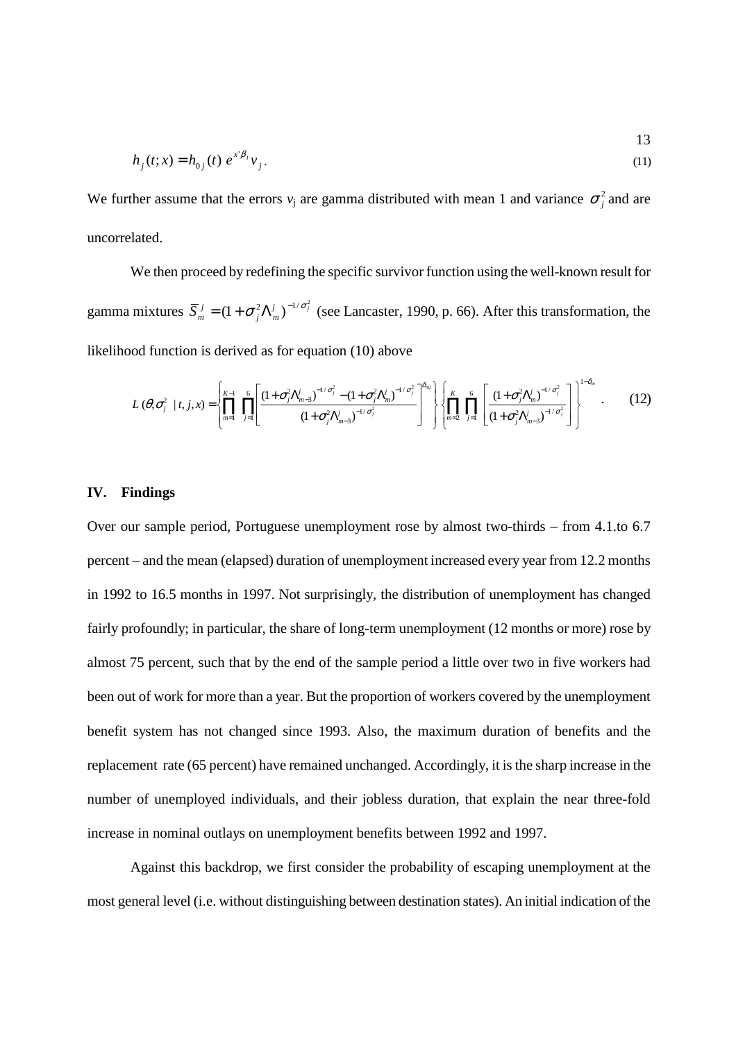$$h_j(t;x) = h_{0j}(t)\, e^{x'\beta_j} v_j \,. \tag{11}$$

We further assume that the errors $v_j$ are gamma distributed with mean 1 and variance $\sigma_j^2$ and are uncorrelated.

We then proceed by redefining the specific survivor function using the well-known result for gamma mixtures $\bar{S}_m^j = (1+\sigma_j^2 \Lambda_m^j)^{-1/\sigma_j^2}$ (see Lancaster, 1990, p. 66). After this transformation, the likelihood function is derived as for equation (10) above

$$L(\theta, \sigma_j^2 \mid t, j, x) = \left\{ \prod_{m=1}^{K-1} \prod_{j=1}^{6} \left[ \frac{(1+\sigma_j^2 \Lambda_{m-3}^j)^{-1/\sigma_j^2} - (1+\sigma_j^2 \Lambda_m^j)^{-1/\sigma_j^2}}{(1+\sigma_j^2 \Lambda_{m-3}^j)^{-1/\sigma_j^2}} \right]^{\delta_{mj}} \right\} \left\{ \prod_{m=2}^{K} \prod_{j=1}^{6} \left[ \frac{(1+\sigma_j^2 \Lambda_m^j)^{-1/\sigma_j^2}}{(1+\sigma_j^2 \Lambda_{m-3}^j)^{-1/\sigma_j^2}} \right] \right\}^{1-\delta_m} . \tag{12}$$

## IV. Findings

Over our sample period, Portuguese unemployment rose by almost two-thirds – from 4.1.to 6.7 percent – and the mean (elapsed) duration of unemployment increased every year from 12.2 months in 1992 to 16.5 months in 1997. Not surprisingly, the distribution of unemployment has changed fairly profoundly; in particular, the share of long-term unemployment (12 months or more) rose by almost 75 percent, such that by the end of the sample period a little over two in five workers had been out of work for more than a year. But the proportion of workers covered by the unemployment benefit system has not changed since 1993. Also, the maximum duration of benefits and the replacement rate (65 percent) have remained unchanged. Accordingly, it is the sharp increase in the number of unemployed individuals, and their jobless duration, that explain the near three-fold increase in nominal outlays on unemployment benefits between 1992 and 1997.

Against this backdrop, we first consider the probability of escaping unemployment at the most general level (i.e. without distinguishing between destination states). An initial indication of the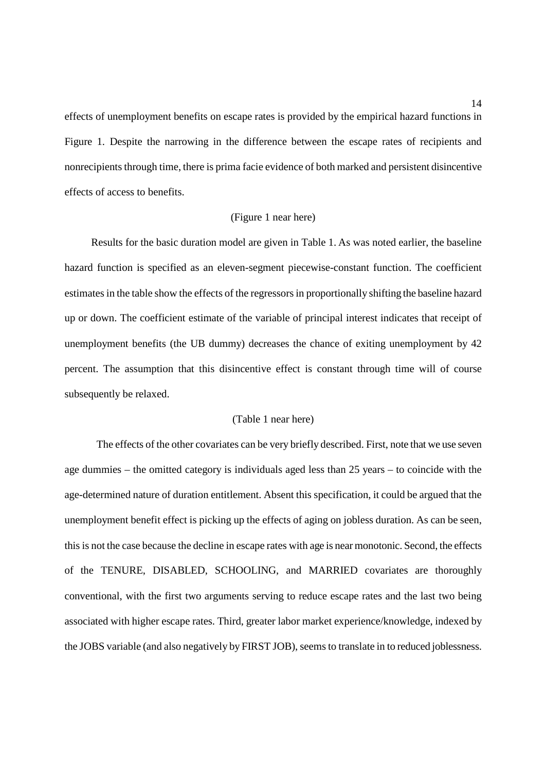effects of unemployment benefits on escape rates is provided by the empirical hazard functions in Figure 1. Despite the narrowing in the difference between the escape rates of recipients and nonrecipients through time, there is prima facie evidence of both marked and persistent disincentive effects of access to benefits.

(Figure 1 near here)

Results for the basic duration model are given in Table 1. As was noted earlier, the baseline hazard function is specified as an eleven-segment piecewise-constant function. The coefficient estimates in the table show the effects of the regressors in proportionally shifting the baseline hazard up or down. The coefficient estimate of the variable of principal interest indicates that receipt of unemployment benefits (the UB dummy) decreases the chance of exiting unemployment by 42 percent. The assumption that this disincentive effect is constant through time will of course subsequently be relaxed.

(Table 1 near here)

The effects of the other covariates can be very briefly described. First, note that we use seven age dummies – the omitted category is individuals aged less than 25 years – to coincide with the age-determined nature of duration entitlement. Absent this specification, it could be argued that the unemployment benefit effect is picking up the effects of aging on jobless duration. As can be seen, this is not the case because the decline in escape rates with age is near monotonic. Second, the effects of the TENURE, DISABLED, SCHOOLING, and MARRIED covariates are thoroughly conventional, with the first two arguments serving to reduce escape rates and the last two being associated with higher escape rates. Third, greater labor market experience/knowledge, indexed by the JOBS variable (and also negatively by FIRST JOB), seems to translate in to reduced joblessness.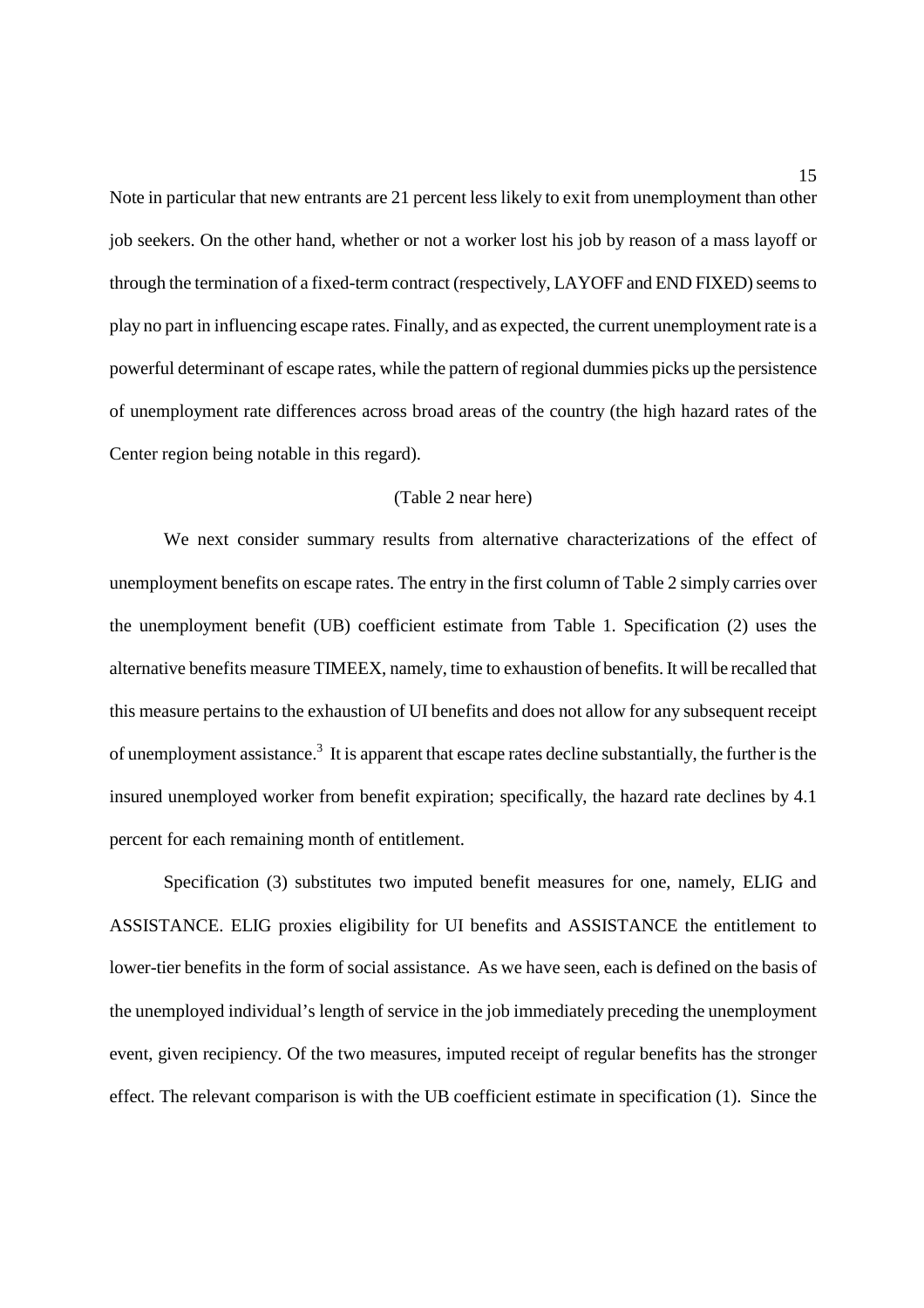Note in particular that new entrants are 21 percent less likely to exit from unemployment than other job seekers. On the other hand, whether or not a worker lost his job by reason of a mass layoff or through the termination of a fixed-term contract (respectively, LAYOFF and END FIXED) seems to play no part in influencing escape rates. Finally, and as expected, the current unemployment rate is a powerful determinant of escape rates, while the pattern of regional dummies picks up the persistence of unemployment rate differences across broad areas of the country (the high hazard rates of the Center region being notable in this regard).

(Table 2 near here)

We next consider summary results from alternative characterizations of the effect of unemployment benefits on escape rates. The entry in the first column of Table 2 simply carries over the unemployment benefit (UB) coefficient estimate from Table 1. Specification (2) uses the alternative benefits measure TIMEEX, namely, time to exhaustion of benefits. It will be recalled that this measure pertains to the exhaustion of UI benefits and does not allow for any subsequent receipt of unemployment assistance.[3] It is apparent that escape rates decline substantially, the further is the insured unemployed worker from benefit expiration; specifically, the hazard rate declines by 4.1 percent for each remaining month of entitlement.

Specification (3) substitutes two imputed benefit measures for one, namely, ELIG and ASSISTANCE. ELIG proxies eligibility for UI benefits and ASSISTANCE the entitlement to lower-tier benefits in the form of social assistance. As we have seen, each is defined on the basis of the unemployed individual's length of service in the job immediately preceding the unemployment event, given recipiency. Of the two measures, imputed receipt of regular benefits has the stronger effect. The relevant comparison is with the UB coefficient estimate in specification (1). Since the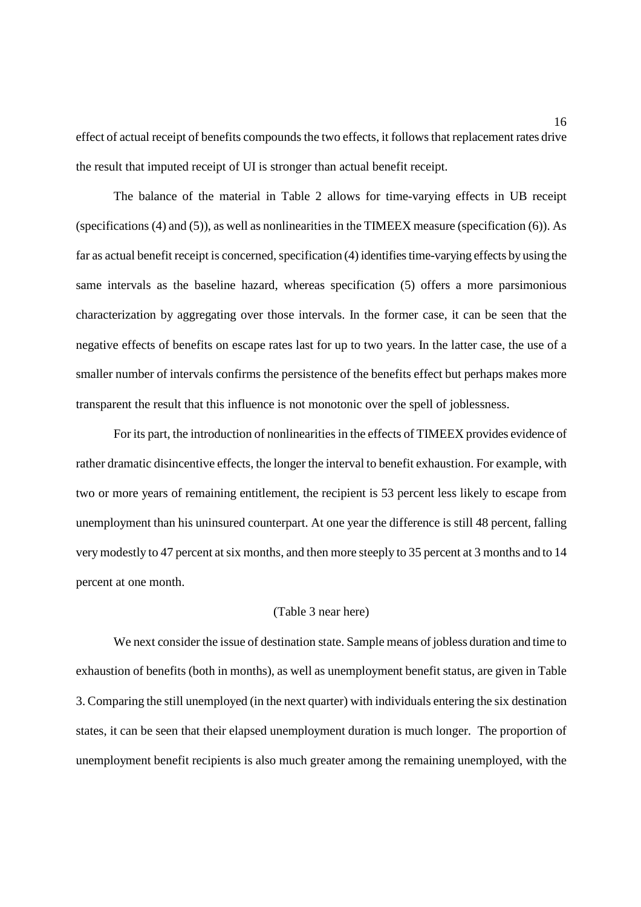effect of actual receipt of benefits compounds the two effects, it follows that replacement rates drive the result that imputed receipt of UI is stronger than actual benefit receipt.

The balance of the material in Table 2 allows for time-varying effects in UB receipt (specifications (4) and (5)), as well as nonlinearities in the TIMEEX measure (specification (6)). As far as actual benefit receipt is concerned, specification (4) identifies time-varying effects by using the same intervals as the baseline hazard, whereas specification (5) offers a more parsimonious characterization by aggregating over those intervals. In the former case, it can be seen that the negative effects of benefits on escape rates last for up to two years. In the latter case, the use of a smaller number of intervals confirms the persistence of the benefits effect but perhaps makes more transparent the result that this influence is not monotonic over the spell of joblessness.

For its part, the introduction of nonlinearities in the effects of TIMEEX provides evidence of rather dramatic disincentive effects, the longer the interval to benefit exhaustion. For example, with two or more years of remaining entitlement, the recipient is 53 percent less likely to escape from unemployment than his uninsured counterpart. At one year the difference is still 48 percent, falling very modestly to 47 percent at six months, and then more steeply to 35 percent at 3 months and to 14 percent at one month.

(Table 3 near here)

We next consider the issue of destination state. Sample means of jobless duration and time to exhaustion of benefits (both in months), as well as unemployment benefit status, are given in Table 3. Comparing the still unemployed (in the next quarter) with individuals entering the six destination states, it can be seen that their elapsed unemployment duration is much longer. The proportion of unemployment benefit recipients is also much greater among the remaining unemployed, with the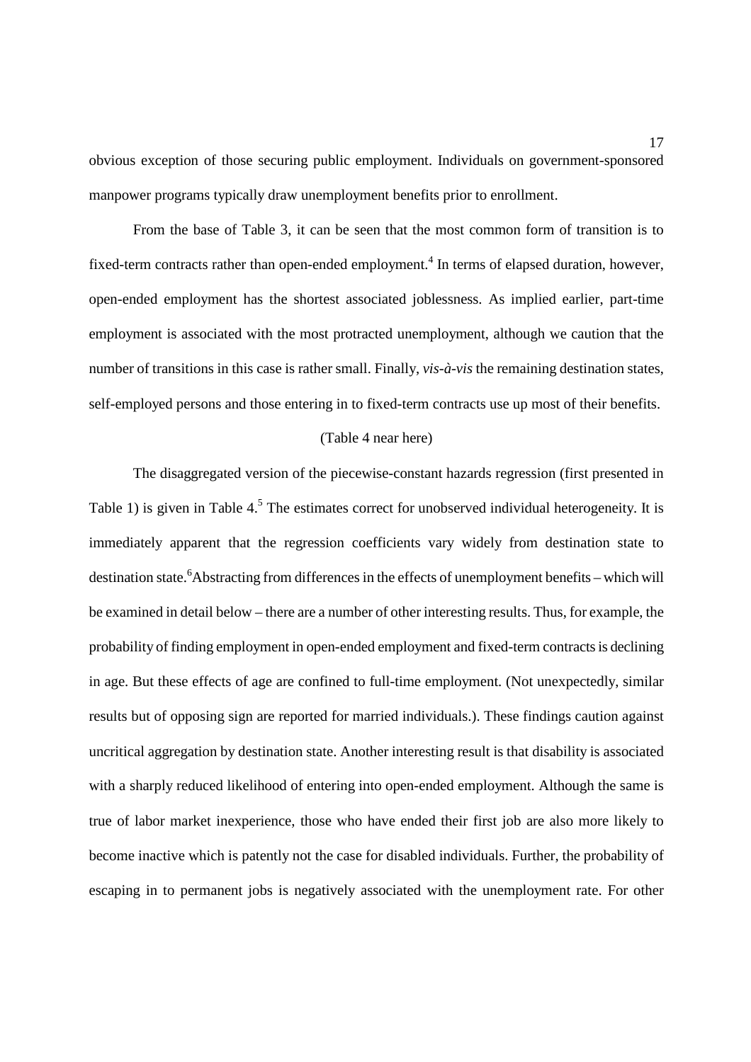obvious exception of those securing public employment. Individuals on government-sponsored manpower programs typically draw unemployment benefits prior to enrollment.

From the base of Table 3, it can be seen that the most common form of transition is to fixed-term contracts rather than open-ended employment.[4] In terms of elapsed duration, however, open-ended employment has the shortest associated joblessness. As implied earlier, part-time employment is associated with the most protracted unemployment, although we caution that the number of transitions in this case is rather small. Finally, *vis-à-vis* the remaining destination states, self-employed persons and those entering in to fixed-term contracts use up most of their benefits.

(Table 4 near here)

The disaggregated version of the piecewise-constant hazards regression (first presented in Table 1) is given in Table 4.[5] The estimates correct for unobserved individual heterogeneity. It is immediately apparent that the regression coefficients vary widely from destination state to destination state.[6]Abstracting from differences in the effects of unemployment benefits – which will be examined in detail below – there are a number of other interesting results. Thus, for example, the probability of finding employment in open-ended employment and fixed-term contracts is declining in age. But these effects of age are confined to full-time employment. (Not unexpectedly, similar results but of opposing sign are reported for married individuals.). These findings caution against uncritical aggregation by destination state. Another interesting result is that disability is associated with a sharply reduced likelihood of entering into open-ended employment. Although the same is true of labor market inexperience, those who have ended their first job are also more likely to become inactive which is patently not the case for disabled individuals. Further, the probability of escaping in to permanent jobs is negatively associated with the unemployment rate. For other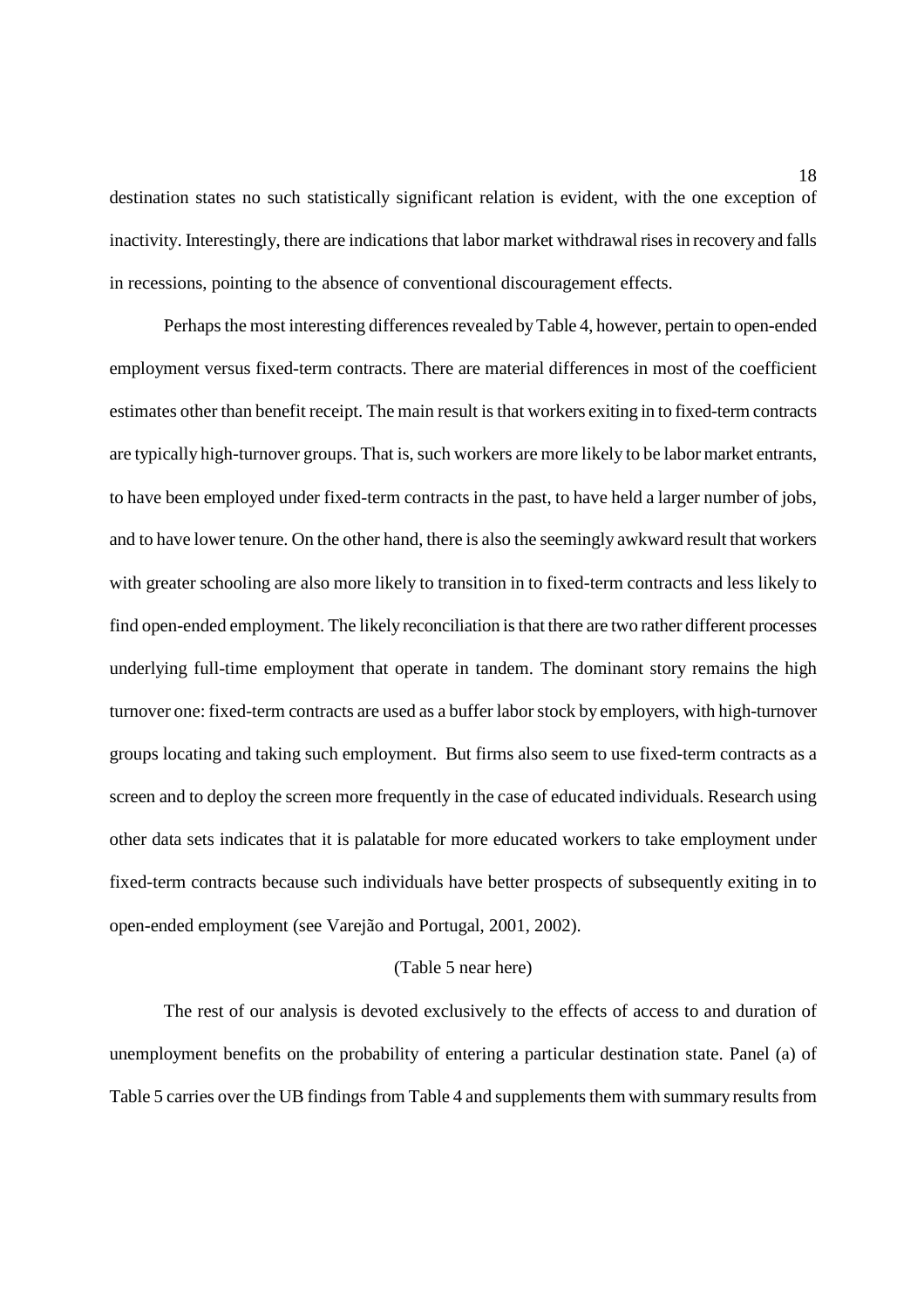destination states no such statistically significant relation is evident, with the one exception of inactivity. Interestingly, there are indications that labor market withdrawal rises in recovery and falls in recessions, pointing to the absence of conventional discouragement effects.

Perhaps the most interesting differences revealed by Table 4, however, pertain to open-ended employment versus fixed-term contracts. There are material differences in most of the coefficient estimates other than benefit receipt. The main result is that workers exiting in to fixed-term contracts are typically high-turnover groups. That is, such workers are more likely to be labor market entrants, to have been employed under fixed-term contracts in the past, to have held a larger number of jobs, and to have lower tenure. On the other hand, there is also the seemingly awkward result that workers with greater schooling are also more likely to transition in to fixed-term contracts and less likely to find open-ended employment. The likely reconciliation is that there are two rather different processes underlying full-time employment that operate in tandem. The dominant story remains the high turnover one: fixed-term contracts are used as a buffer labor stock by employers, with high-turnover groups locating and taking such employment. But firms also seem to use fixed-term contracts as a screen and to deploy the screen more frequently in the case of educated individuals. Research using other data sets indicates that it is palatable for more educated workers to take employment under fixed-term contracts because such individuals have better prospects of subsequently exiting in to open-ended employment (see Varejão and Portugal, 2001, 2002).

(Table 5 near here)

The rest of our analysis is devoted exclusively to the effects of access to and duration of unemployment benefits on the probability of entering a particular destination state. Panel (a) of Table 5 carries over the UB findings from Table 4 and supplements them with summary results from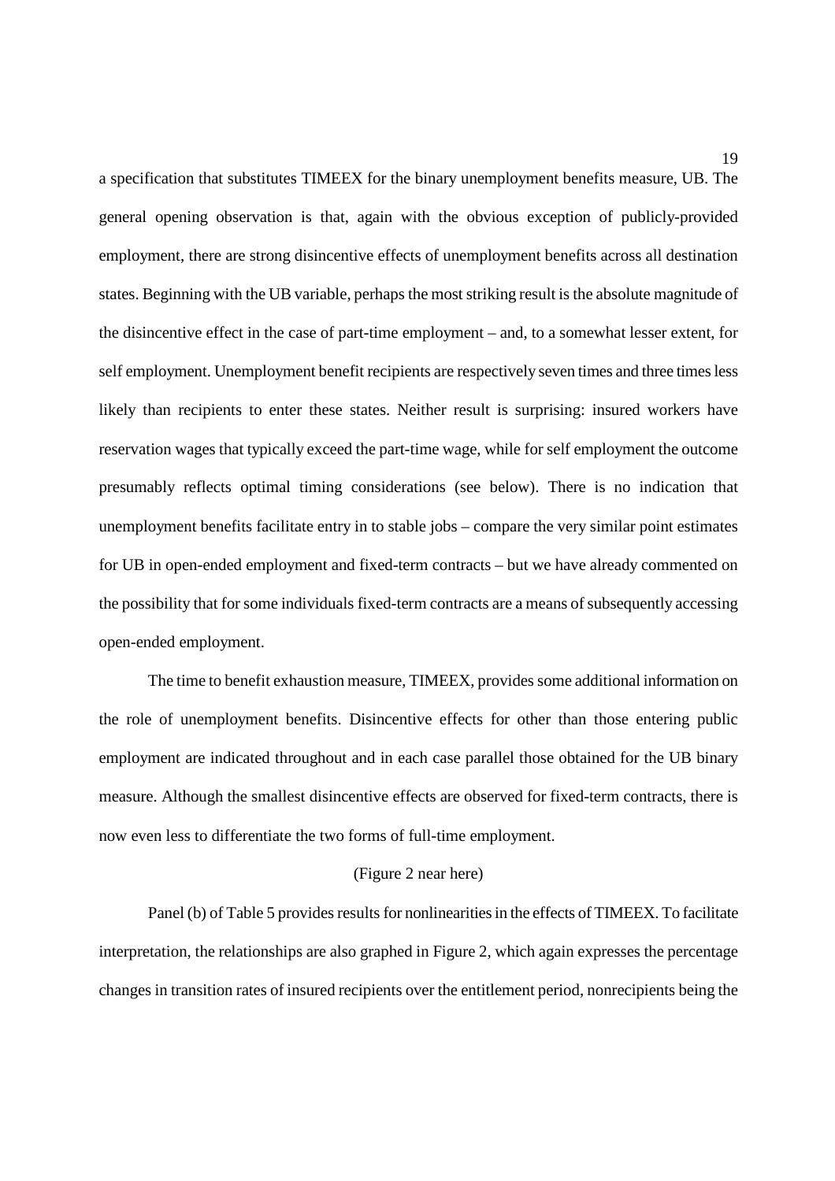a specification that substitutes TIMEEX for the binary unemployment benefits measure, UB. The general opening observation is that, again with the obvious exception of publicly-provided employment, there are strong disincentive effects of unemployment benefits across all destination states. Beginning with the UB variable, perhaps the most striking result is the absolute magnitude of the disincentive effect in the case of part-time employment – and, to a somewhat lesser extent, for self employment. Unemployment benefit recipients are respectively seven times and three times less likely than recipients to enter these states. Neither result is surprising: insured workers have reservation wages that typically exceed the part-time wage, while for self employment the outcome presumably reflects optimal timing considerations (see below). There is no indication that unemployment benefits facilitate entry in to stable jobs – compare the very similar point estimates for UB in open-ended employment and fixed-term contracts – but we have already commented on the possibility that for some individuals fixed-term contracts are a means of subsequently accessing open-ended employment.

The time to benefit exhaustion measure, TIMEEX, provides some additional information on the role of unemployment benefits. Disincentive effects for other than those entering public employment are indicated throughout and in each case parallel those obtained for the UB binary measure. Although the smallest disincentive effects are observed for fixed-term contracts, there is now even less to differentiate the two forms of full-time employment.

(Figure 2 near here)

Panel (b) of Table 5 provides results for nonlinearities in the effects of TIMEEX. To facilitate interpretation, the relationships are also graphed in Figure 2, which again expresses the percentage changes in transition rates of insured recipients over the entitlement period, nonrecipients being the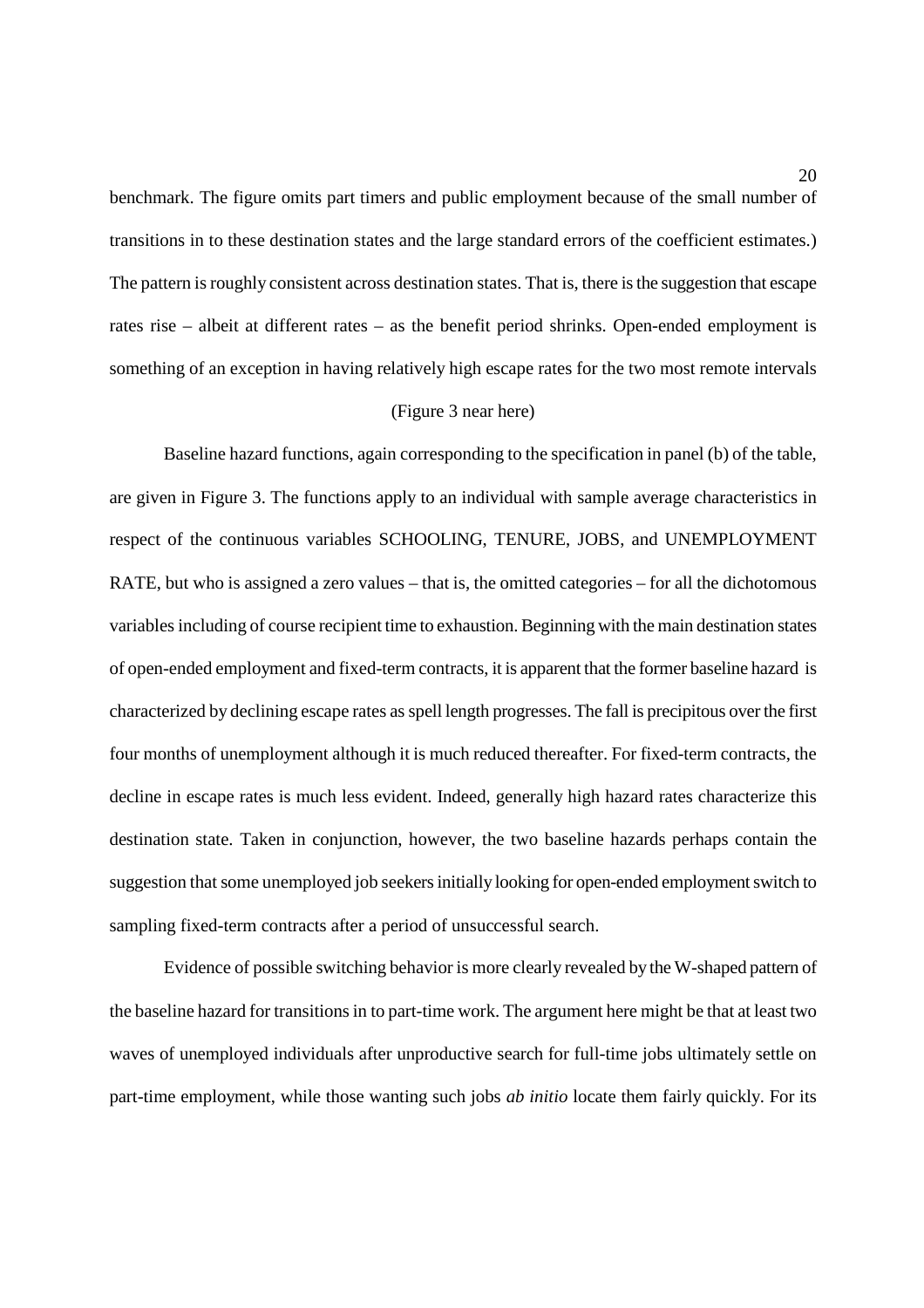benchmark. The figure omits part timers and public employment because of the small number of transitions in to these destination states and the large standard errors of the coefficient estimates.) The pattern is roughly consistent across destination states. That is, there is the suggestion that escape rates rise – albeit at different rates – as the benefit period shrinks. Open-ended employment is something of an exception in having relatively high escape rates for the two most remote intervals

(Figure 3 near here)

Baseline hazard functions, again corresponding to the specification in panel (b) of the table, are given in Figure 3. The functions apply to an individual with sample average characteristics in respect of the continuous variables SCHOOLING, TENURE, JOBS, and UNEMPLOYMENT RATE, but who is assigned a zero values – that is, the omitted categories – for all the dichotomous variables including of course recipient time to exhaustion. Beginning with the main destination states of open-ended employment and fixed-term contracts, it is apparent that the former baseline hazard is characterized by declining escape rates as spell length progresses. The fall is precipitous over the first four months of unemployment although it is much reduced thereafter. For fixed-term contracts, the decline in escape rates is much less evident. Indeed, generally high hazard rates characterize this destination state. Taken in conjunction, however, the two baseline hazards perhaps contain the suggestion that some unemployed job seekers initially looking for open-ended employment switch to sampling fixed-term contracts after a period of unsuccessful search.

Evidence of possible switching behavior is more clearly revealed by the W-shaped pattern of the baseline hazard for transitions in to part-time work. The argument here might be that at least two waves of unemployed individuals after unproductive search for full-time jobs ultimately settle on part-time employment, while those wanting such jobs *ab initio* locate them fairly quickly. For its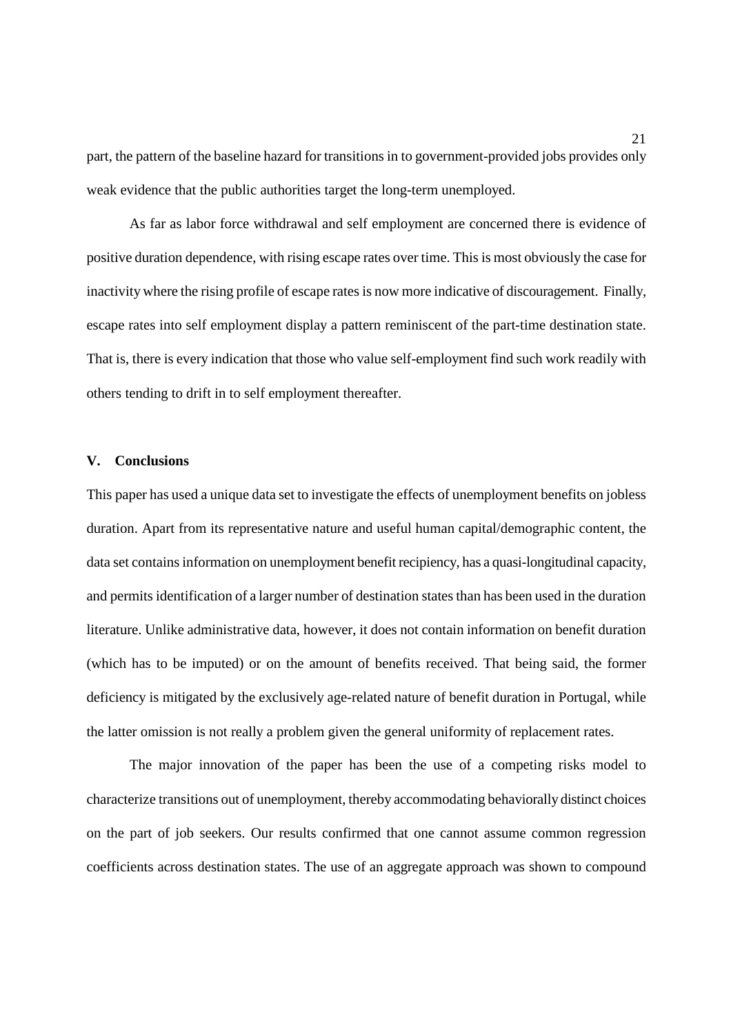part, the pattern of the baseline hazard for transitions in to government-provided jobs provides only weak evidence that the public authorities target the long-term unemployed.

As far as labor force withdrawal and self employment are concerned there is evidence of positive duration dependence, with rising escape rates over time. This is most obviously the case for inactivity where the rising profile of escape rates is now more indicative of discouragement. Finally, escape rates into self employment display a pattern reminiscent of the part-time destination state. That is, there is every indication that those who value self-employment find such work readily with others tending to drift in to self employment thereafter.

## V. Conclusions

This paper has used a unique data set to investigate the effects of unemployment benefits on jobless duration. Apart from its representative nature and useful human capital/demographic content, the data set contains information on unemployment benefit recipiency, has a quasi-longitudinal capacity, and permits identification of a larger number of destination states than has been used in the duration literature. Unlike administrative data, however, it does not contain information on benefit duration (which has to be imputed) or on the amount of benefits received. That being said, the former deficiency is mitigated by the exclusively age-related nature of benefit duration in Portugal, while the latter omission is not really a problem given the general uniformity of replacement rates.

The major innovation of the paper has been the use of a competing risks model to characterize transitions out of unemployment, thereby accommodating behaviorally distinct choices on the part of job seekers. Our results confirmed that one cannot assume common regression coefficients across destination states. The use of an aggregate approach was shown to compound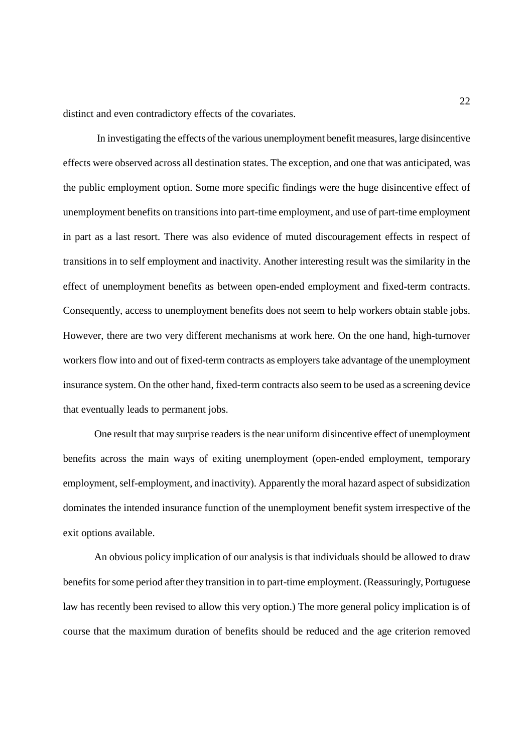distinct and even contradictory effects of the covariates.

In investigating the effects of the various unemployment benefit measures, large disincentive effects were observed across all destination states. The exception, and one that was anticipated, was the public employment option. Some more specific findings were the huge disincentive effect of unemployment benefits on transitions into part-time employment, and use of part-time employment in part as a last resort. There was also evidence of muted discouragement effects in respect of transitions in to self employment and inactivity. Another interesting result was the similarity in the effect of unemployment benefits as between open-ended employment and fixed-term contracts. Consequently, access to unemployment benefits does not seem to help workers obtain stable jobs. However, there are two very different mechanisms at work here. On the one hand, high-turnover workers flow into and out of fixed-term contracts as employers take advantage of the unemployment insurance system. On the other hand, fixed-term contracts also seem to be used as a screening device that eventually leads to permanent jobs.

One result that may surprise readers is the near uniform disincentive effect of unemployment benefits across the main ways of exiting unemployment (open-ended employment, temporary employment, self-employment, and inactivity). Apparently the moral hazard aspect of subsidization dominates the intended insurance function of the unemployment benefit system irrespective of the exit options available.

An obvious policy implication of our analysis is that individuals should be allowed to draw benefits for some period after they transition in to part-time employment. (Reassuringly, Portuguese law has recently been revised to allow this very option.) The more general policy implication is of course that the maximum duration of benefits should be reduced and the age criterion removed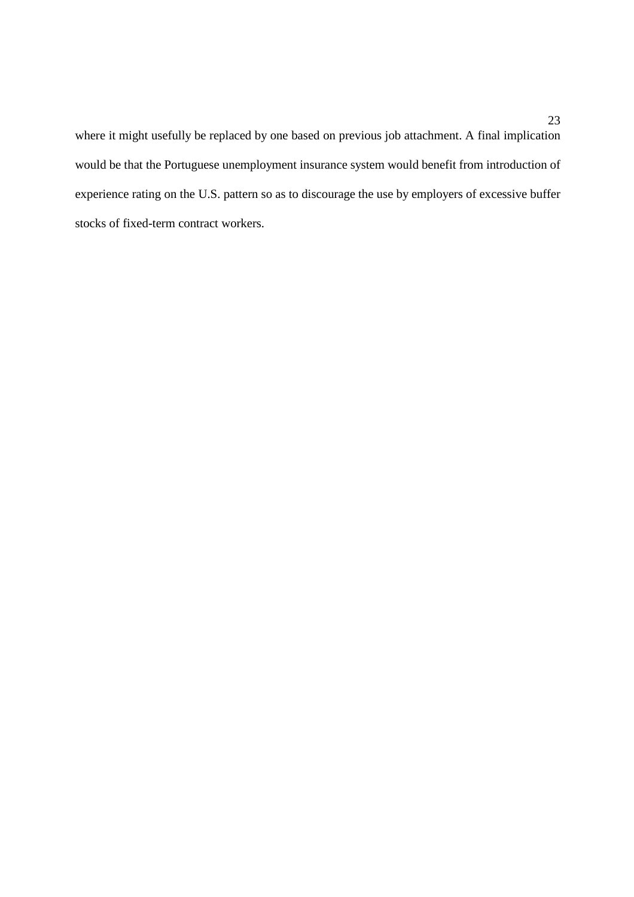where it might usefully be replaced by one based on previous job attachment. A final implication would be that the Portuguese unemployment insurance system would benefit from introduction of experience rating on the U.S. pattern so as to discourage the use by employers of excessive buffer stocks of fixed-term contract workers.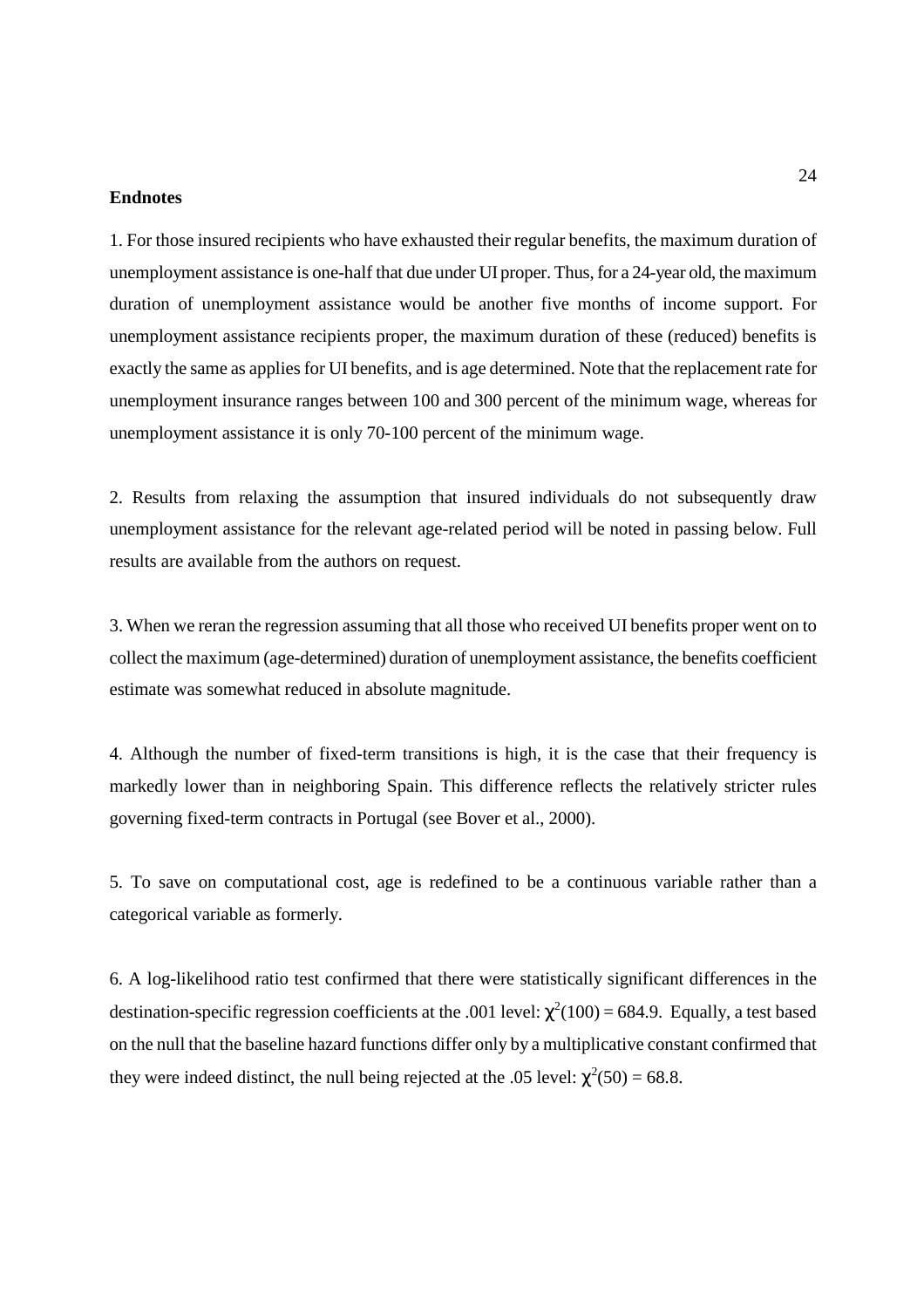**Endnotes**

1. For those insured recipients who have exhausted their regular benefits, the maximum duration of unemployment assistance is one-half that due under UI proper. Thus, for a 24-year old, the maximum duration of unemployment assistance would be another five months of income support. For unemployment assistance recipients proper, the maximum duration of these (reduced) benefits is exactly the same as applies for UI benefits, and is age determined. Note that the replacement rate for unemployment insurance ranges between 100 and 300 percent of the minimum wage, whereas for unemployment assistance it is only 70-100 percent of the minimum wage.

2. Results from relaxing the assumption that insured individuals do not subsequently draw unemployment assistance for the relevant age-related period will be noted in passing below. Full results are available from the authors on request.

3. When we reran the regression assuming that all those who received UI benefits proper went on to collect the maximum (age-determined) duration of unemployment assistance, the benefits coefficient estimate was somewhat reduced in absolute magnitude.

4. Although the number of fixed-term transitions is high, it is the case that their frequency is markedly lower than in neighboring Spain. This difference reflects the relatively stricter rules governing fixed-term contracts in Portugal (see Bover et al., 2000).

5. To save on computational cost, age is redefined to be a continuous variable rather than a categorical variable as formerly.

6. A log-likelihood ratio test confirmed that there were statistically significant differences in the destination-specific regression coefficients at the .001 level: $\chi^2(100) = 684.9$. Equally, a test based on the null that the baseline hazard functions differ only by a multiplicative constant confirmed that they were indeed distinct, the null being rejected at the .05 level: $\chi^2(50) = 68.8$.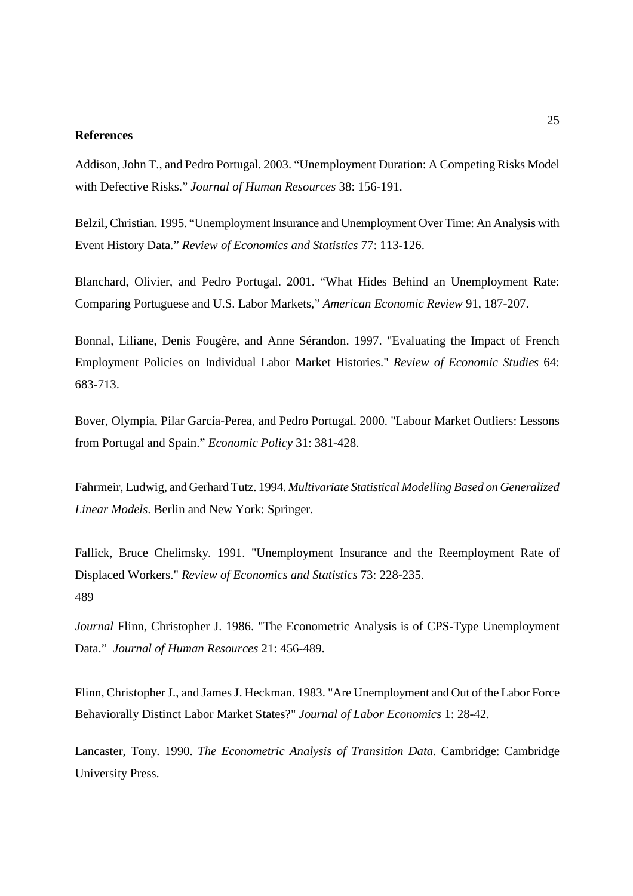**References**

Addison, John T., and Pedro Portugal. 2003. "Unemployment Duration: A Competing Risks Model with Defective Risks." *Journal of Human Resources* 38: 156-191.

Belzil, Christian. 1995. "Unemployment Insurance and Unemployment Over Time: An Analysis with Event History Data." *Review of Economics and Statistics* 77: 113-126.

Blanchard, Olivier, and Pedro Portugal. 2001. "What Hides Behind an Unemployment Rate: Comparing Portuguese and U.S. Labor Markets," *American Economic Review* 91, 187-207.

Bonnal, Liliane, Denis Fougère, and Anne Sérandon. 1997. "Evaluating the Impact of French Employment Policies on Individual Labor Market Histories." *Review of Economic Studies* 64: 683-713.

Bover, Olympia, Pilar García-Perea, and Pedro Portugal. 2000. "Labour Market Outliers: Lessons from Portugal and Spain." *Economic Policy* 31: 381-428.

Fahrmeir, Ludwig, and Gerhard Tutz. 1994. *Multivariate Statistical Modelling Based on Generalized Linear Models*. Berlin and New York: Springer.

Fallick, Bruce Chelimsky. 1991. "Unemployment Insurance and the Reemployment Rate of Displaced Workers." *Review of Economics and Statistics* 73: 228-235.
489

*Journal* Flinn, Christopher J. 1986. "The Econometric Analysis is of CPS-Type Unemployment Data." *Journal of Human Resources* 21: 456-489.

Flinn, Christopher J., and James J. Heckman. 1983. "Are Unemployment and Out of the Labor Force Behaviorally Distinct Labor Market States?" *Journal of Labor Economics* 1: 28-42.

Lancaster, Tony. 1990. *The Econometric Analysis of Transition Data*. Cambridge: Cambridge University Press.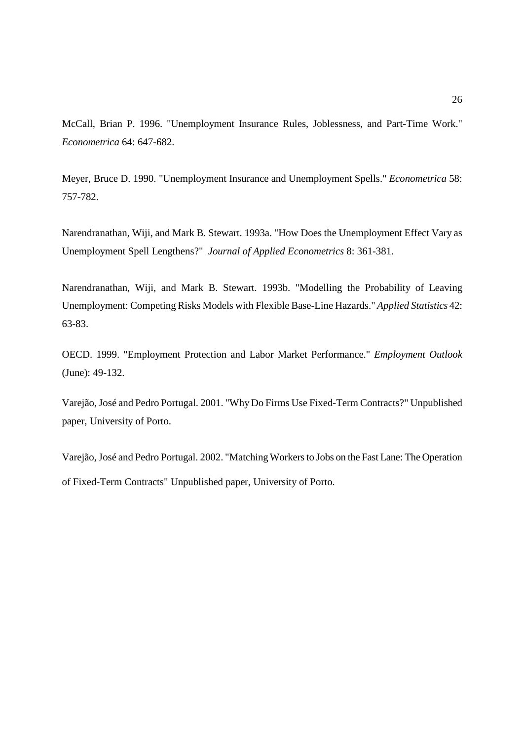McCall, Brian P. 1996. "Unemployment Insurance Rules, Joblessness, and Part-Time Work." *Econometrica* 64: 647-682.

Meyer, Bruce D. 1990. "Unemployment Insurance and Unemployment Spells." *Econometrica* 58: 757-782.

Narendranathan, Wiji, and Mark B. Stewart. 1993a. "How Does the Unemployment Effect Vary as Unemployment Spell Lengthens?" *Journal of Applied Econometrics* 8: 361-381.

Narendranathan, Wiji, and Mark B. Stewart. 1993b. "Modelling the Probability of Leaving Unemployment: Competing Risks Models with Flexible Base-Line Hazards." *Applied Statistics* 42: 63-83.

OECD. 1999. "Employment Protection and Labor Market Performance." *Employment Outlook* (June): 49-132.

Varejão, José and Pedro Portugal. 2001. "Why Do Firms Use Fixed-Term Contracts?" Unpublished paper, University of Porto.

Varejão, José and Pedro Portugal. 2002. "Matching Workers to Jobs on the Fast Lane: The Operation of Fixed-Term Contracts" Unpublished paper, University of Porto.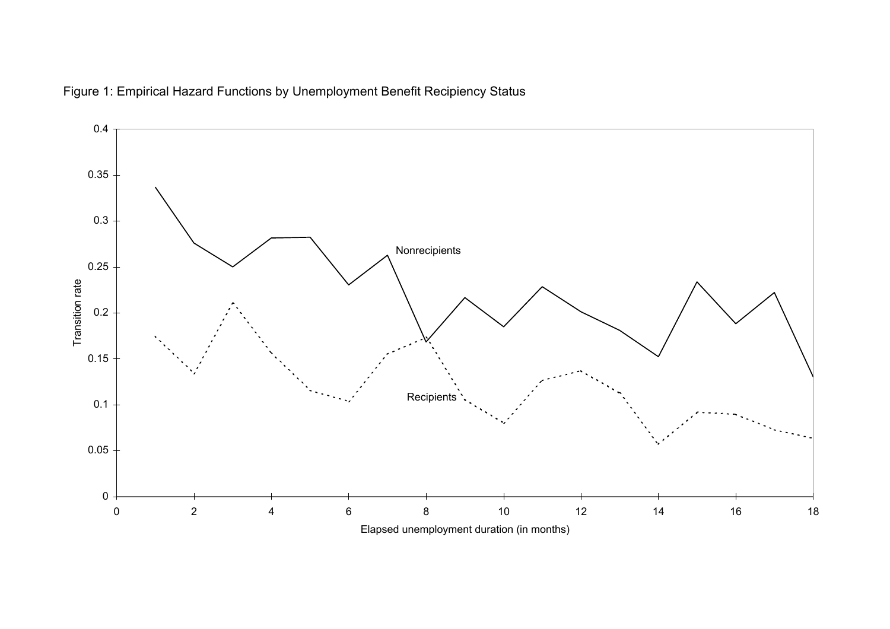Figure 1: Empirical Hazard Functions by Unemployment Benefit Recipiency Status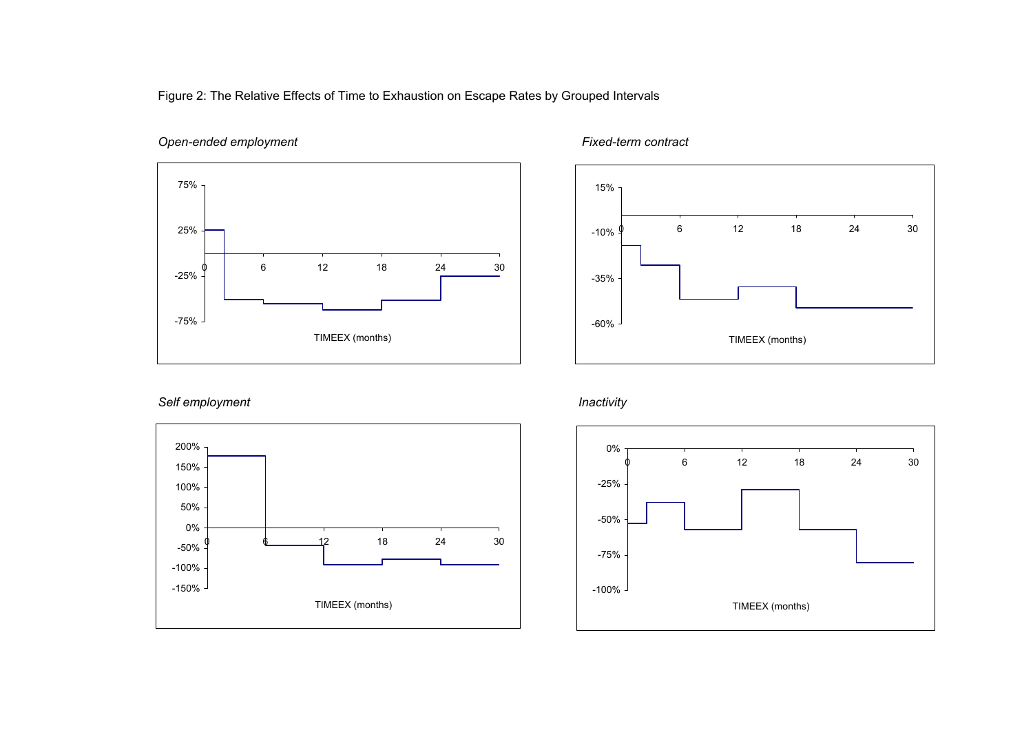Figure 2: The Relative Effects of Time to Exhaustion on Escape Rates by Grouped Intervals

*Open-ended employment*

*Fixed-term contract*

*Self employment*

*Inactivity*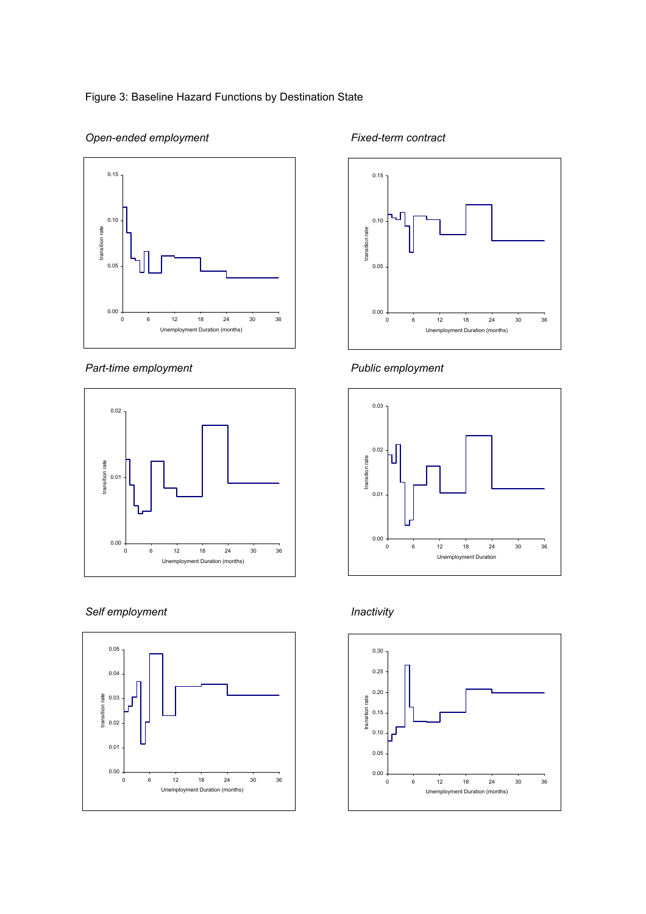Figure 3: Baseline Hazard Functions by Destination State

*Open-ended employment*

*Fixed-term contract*

*Part-time employment*

*Public employment*

*Self employment*

*Inactivity*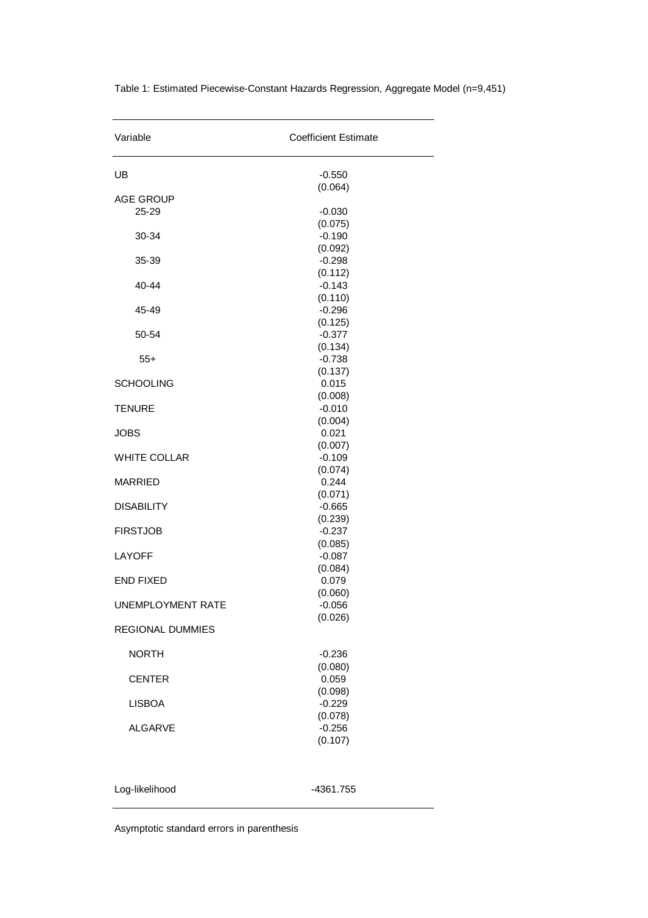Table 1: Estimated Piecewise-Constant Hazards Regression, Aggregate Model (n=9,451)

| Variable | Coefficient Estimate |
|---|---|
| UB | -0.550 |
| | (0.064) |
| AGE GROUP | |
| 25-29 | -0.030 |
| | (0.075) |
| 30-34 | -0.190 |
| | (0.092) |
| 35-39 | -0.298 |
| | (0.112) |
| 40-44 | -0.143 |
| | (0.110) |
| 45-49 | -0.296 |
| | (0.125) |
| 50-54 | -0.377 |
| | (0.134) |
| 55+ | -0.738 |
| | (0.137) |
| SCHOOLING | 0.015 |
| | (0.008) |
| TENURE | -0.010 |
| | (0.004) |
| JOBS | 0.021 |
| | (0.007) |
| WHITE COLLAR | -0.109 |
| | (0.074) |
| MARRIED | 0.244 |
| | (0.071) |
| DISABILITY | -0.665 |
| | (0.239) |
| FIRSTJOB | -0.237 |
| | (0.085) |
| LAYOFF | -0.087 |
| | (0.084) |
| END FIXED | 0.079 |
| | (0.060) |
| UNEMPLOYMENT RATE | -0.056 |
| | (0.026) |
| REGIONAL DUMMIES | |
| NORTH | -0.236 |
| | (0.080) |
| CENTER | 0.059 |
| | (0.098) |
| LISBOA | -0.229 |
| | (0.078) |
| ALGARVE | -0.256 |
| | (0.107) |
| Log-likelihood | -4361.755 |

Asymptotic standard errors in parenthesis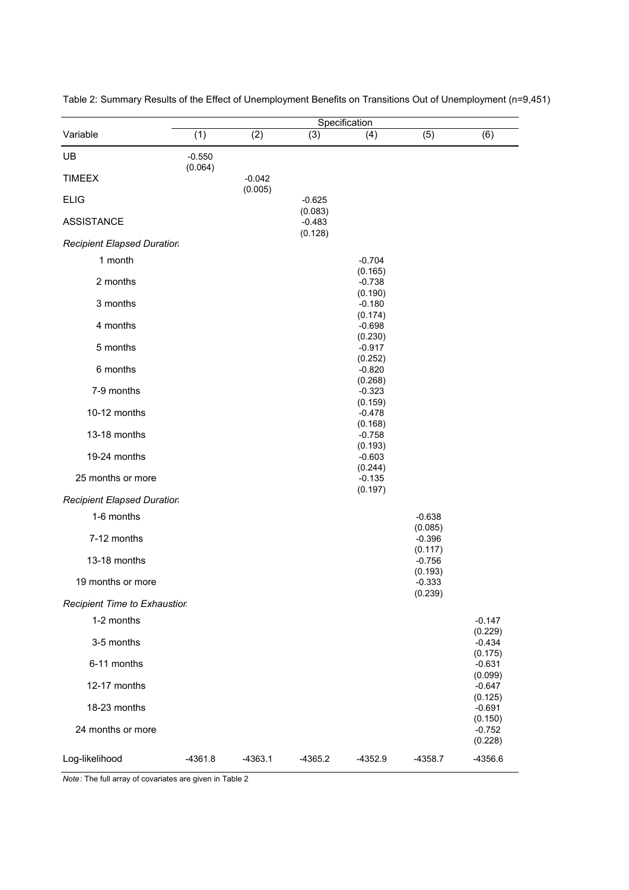Table 2: Summary Results of the Effect of Unemployment Benefits on Transitions Out of Unemployment (n=9,451)

| Variable | Specification | | | | | |
|---|---|---|---|---|---|---|
| | (1) | (2) | (3) | (4) | (5) | (6) |
| UB | -0.550<br>(0.064) | | | | | |
| TIMEEX | | -0.042<br>(0.005) | | | | |
| ELIG | | | -0.625<br>(0.083) | | | |
| ASSISTANCE | | | -0.483<br>(0.128) | | | |
| *Recipient Elapsed Duration* | | | | | | |
| 1 month | | | | -0.704<br>(0.165) | | |
| 2 months | | | | -0.738<br>(0.190) | | |
| 3 months | | | | -0.180<br>(0.174) | | |
| 4 months | | | | -0.698<br>(0.230) | | |
| 5 months | | | | -0.917<br>(0.252) | | |
| 6 months | | | | -0.820<br>(0.268) | | |
| 7-9 months | | | | -0.323<br>(0.159) | | |
| 10-12 months | | | | -0.478<br>(0.168) | | |
| 13-18 months | | | | -0.758<br>(0.193) | | |
| 19-24 months | | | | -0.603<br>(0.244) | | |
| 25 months or more | | | | -0.135<br>(0.197) | | |
| *Recipient Elapsed Duration* | | | | | | |
| 1-6 months | | | | | -0.638<br>(0.085) | |
| 7-12 months | | | | | -0.396<br>(0.117) | |
| 13-18 months | | | | | -0.756<br>(0.193) | |
| 19 months or more | | | | | -0.333<br>(0.239) | |
| *Recipient Time to Exhaustion* | | | | | | |
| 1-2 months | | | | | | -0.147<br>(0.229) |
| 3-5 months | | | | | | -0.434<br>(0.175) |
| 6-11 months | | | | | | -0.631<br>(0.099) |
| 12-17 months | | | | | | -0.647<br>(0.125) |
| 18-23 months | | | | | | -0.691<br>(0.150) |
| 24 months or more | | | | | | -0.752<br>(0.228) |
| Log-likelihood | -4361.8 | -4363.1 | -4365.2 | -4352.9 | -4358.7 | -4356.6 |

*Note*: The full array of covariates are given in Table 2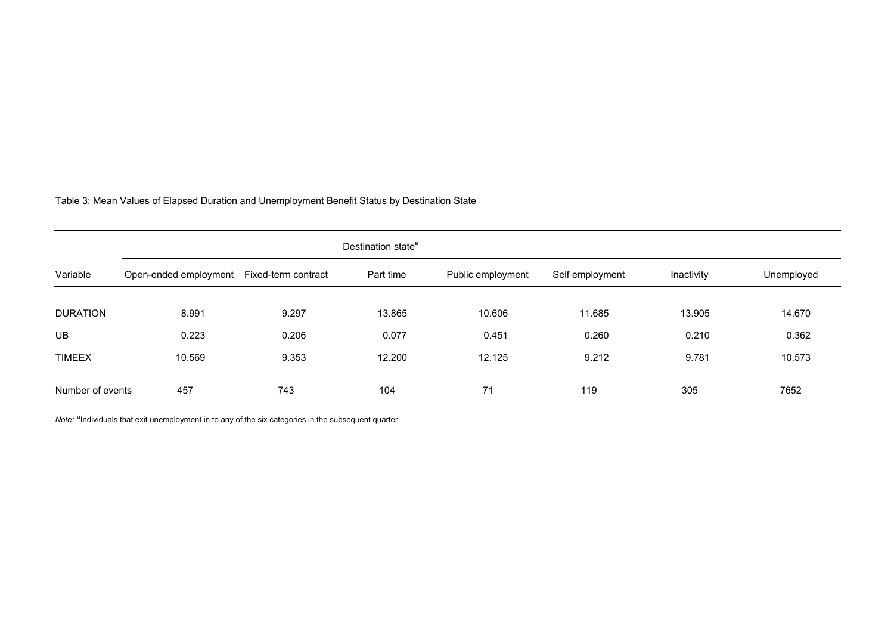Table 3: Mean Values of Elapsed Duration and Unemployment Benefit Status by Destination State

| | Destination state[a] | | | | | | |
|---|---|---|---|---|---|---|---|
| Variable | Open-ended employment | Fixed-term contract | Part time | Public employment | Self employment | Inactivity | Unemployed |
| DURATION | 8.991 | 9.297 | 13.865 | 10.606 | 11.685 | 13.905 | 14.670 |
| UB | 0.223 | 0.206 | 0.077 | 0.451 | 0.260 | 0.210 | 0.362 |
| TIMEEX | 10.569 | 9.353 | 12.200 | 12.125 | 9.212 | 9.781 | 10.573 |
| Number of events | 457 | 743 | 104 | 71 | 119 | 305 | 7652 |

*Note:* [a]Individuals that exit unemployment in to any of the six categories in the subsequent quarter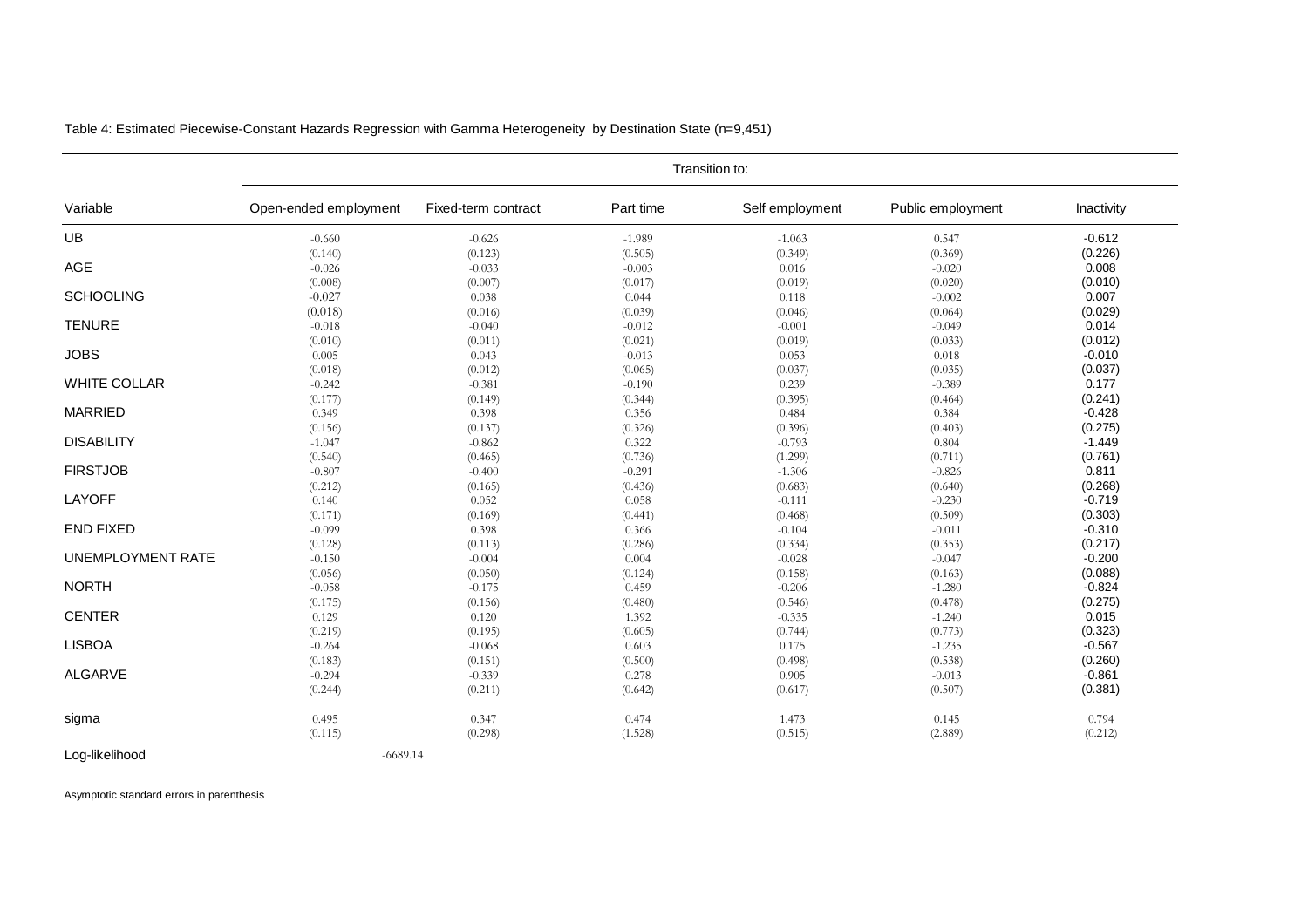Table 4: Estimated Piecewise-Constant Hazards Regression with Gamma Heterogeneity by Destination State (n=9,451)

| | Transition to: | | | | | |
|---|---|---|---|---|---|---|
| Variable | Open-ended employment | Fixed-term contract | Part time | Self employment | Public employment | Inactivity |
| UB | -0.660 | -0.626 | -1.989 | -1.063 | 0.547 | -0.612 |
| | (0.140) | (0.123) | (0.505) | (0.349) | (0.369) | (0.226) |
| AGE | -0.026 | -0.033 | -0.003 | 0.016 | -0.020 | 0.008 |
| | (0.008) | (0.007) | (0.017) | (0.019) | (0.020) | (0.010) |
| SCHOOLING | -0.027 | 0.038 | 0.044 | 0.118 | -0.002 | 0.007 |
| | (0.018) | (0.016) | (0.039) | (0.046) | (0.064) | (0.029) |
| TENURE | -0.018 | -0.040 | -0.012 | -0.001 | -0.049 | 0.014 |
| | (0.010) | (0.011) | (0.021) | (0.019) | (0.033) | (0.012) |
| JOBS | 0.005 | 0.043 | -0.013 | 0.053 | 0.018 | -0.010 |
| | (0.018) | (0.012) | (0.065) | (0.037) | (0.035) | (0.037) |
| WHITE COLLAR | -0.242 | -0.381 | -0.190 | 0.239 | -0.389 | 0.177 |
| | (0.177) | (0.149) | (0.344) | (0.395) | (0.464) | (0.241) |
| MARRIED | 0.349 | 0.398 | 0.356 | 0.484 | 0.384 | -0.428 |
| | (0.156) | (0.137) | (0.326) | (0.396) | (0.403) | (0.275) |
| DISABILITY | -1.047 | -0.862 | 0.322 | -0.793 | 0.804 | -1.449 |
| | (0.540) | (0.465) | (0.736) | (1.299) | (0.711) | (0.761) |
| FIRSTJOB | -0.807 | -0.400 | -0.291 | -1.306 | -0.826 | 0.811 |
| | (0.212) | (0.165) | (0.436) | (0.683) | (0.640) | (0.268) |
| LAYOFF | 0.140 | 0.052 | 0.058 | -0.111 | -0.230 | -0.719 |
| | (0.171) | (0.169) | (0.441) | (0.468) | (0.509) | (0.303) |
| END FIXED | -0.099 | 0.398 | 0.366 | -0.104 | -0.011 | -0.310 |
| | (0.128) | (0.113) | (0.286) | (0.334) | (0.353) | (0.217) |
| UNEMPLOYMENT RATE | -0.150 | -0.004 | 0.004 | -0.028 | -0.047 | -0.200 |
| | (0.056) | (0.050) | (0.124) | (0.158) | (0.163) | (0.088) |
| NORTH | -0.058 | -0.175 | 0.459 | -0.206 | -1.280 | -0.824 |
| | (0.175) | (0.156) | (0.480) | (0.546) | (0.478) | (0.275) |
| CENTER | 0.129 | 0.120 | 1.392 | -0.335 | -1.240 | 0.015 |
| | (0.219) | (0.195) | (0.605) | (0.744) | (0.773) | (0.323) |
| LISBOA | -0.264 | -0.068 | 0.603 | 0.175 | -1.235 | -0.567 |
| | (0.183) | (0.151) | (0.500) | (0.498) | (0.538) | (0.260) |
| ALGARVE | -0.294 | -0.339 | 0.278 | 0.905 | -0.013 | -0.861 |
| | (0.244) | (0.211) | (0.642) | (0.617) | (0.507) | (0.381) |
| sigma | 0.495 | 0.347 | 0.474 | 1.473 | 0.145 | 0.794 |
| | (0.115) | (0.298) | (1.528) | (0.515) | (2.889) | (0.212) |
| Log-likelihood | -6689.14 | | | | | |

Asymptotic standard errors in parenthesis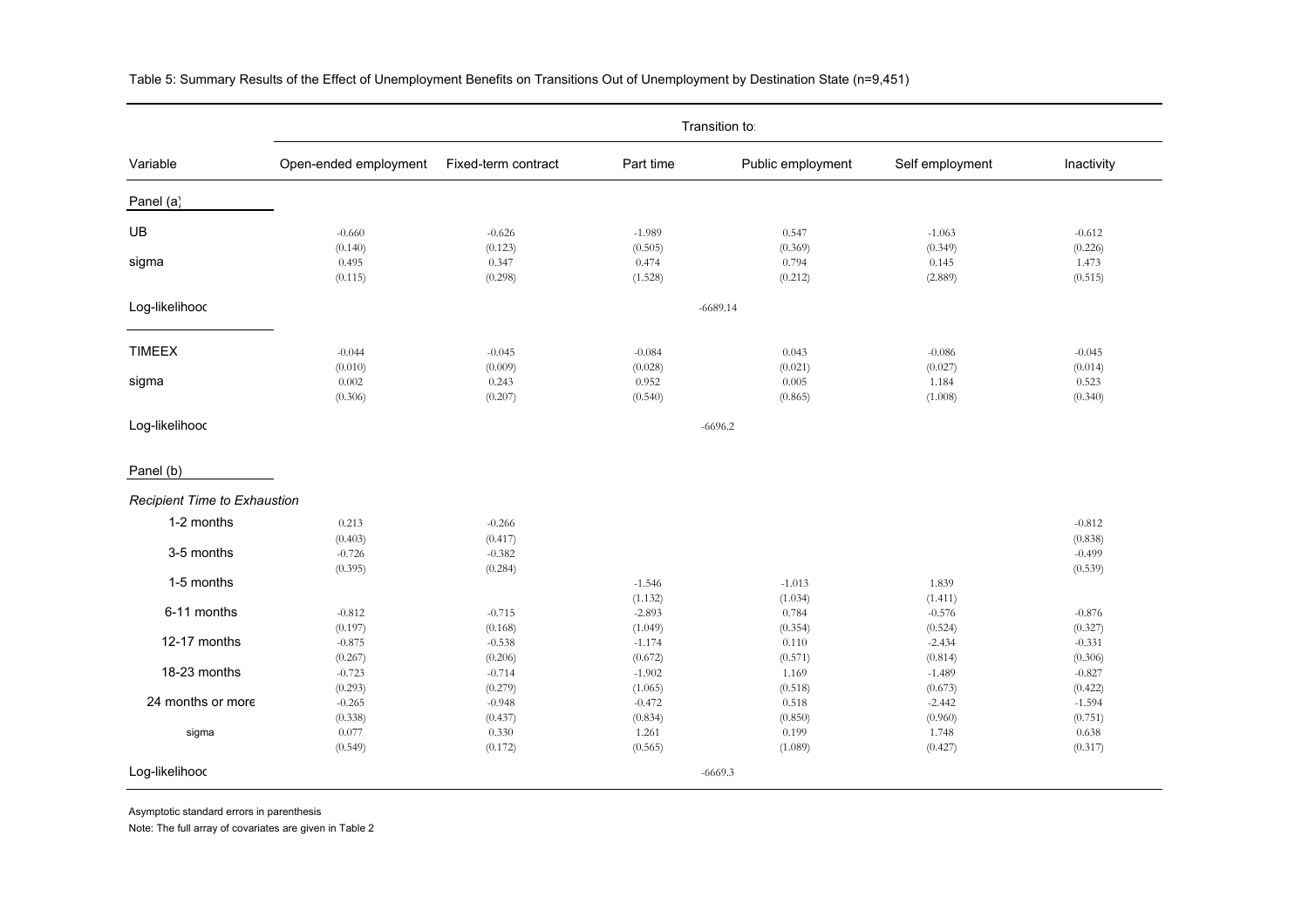Table 5: Summary Results of the Effect of Unemployment Benefits on Transitions Out of Unemployment by Destination State (n=9,451)

| | Transition to: | | | | | |
|---|---|---|---|---|---|---|
| Variable | Open-ended employment | Fixed-term contract | Part time | Public employment | Self employment | Inactivity |
| **Panel (a)** | | | | | | |
| UB | -0.660 | -0.626 | -1.989 | 0.547 | -1.063 | -0.612 |
| | (0.140) | (0.123) | (0.505) | (0.369) | (0.349) | (0.226) |
| sigma | 0.495 | 0.347 | 0.474 | 0.794 | 0.145 | 1.473 |
| | (0.115) | (0.298) | (1.528) | (0.212) | (2.889) | (0.515) |
| Log-likelihood | | | -6689.14 | | | |
| TIMEEX | -0.044 | -0.045 | -0.084 | 0.043 | -0.086 | -0.045 |
| | (0.010) | (0.009) | (0.028) | (0.021) | (0.027) | (0.014) |
| sigma | 0.002 | 0.243 | 0.952 | 0.005 | 1.184 | 0.523 |
| | (0.306) | (0.207) | (0.540) | (0.865) | (1.008) | (0.340) |
| Log-likelihood | | | -6696.2 | | | |
| **Panel (b)** | | | | | | |
| *Recipient Time to Exhaustion* | | | | | | |
| 1-2 months | 0.213 | -0.266 | | | | -0.812 |
| | (0.403) | (0.417) | | | | (0.838) |
| 3-5 months | -0.726 | -0.382 | | | | -0.499 |
| | (0.395) | (0.284) | | | | (0.539) |
| 1-5 months | | | -1.546 | -1.013 | 1.839 | |
| | | | (1.132) | (1.034) | (1.411) | |
| 6-11 months | -0.812 | -0.715 | -2.893 | 0.784 | -0.576 | -0.876 |
| | (0.197) | (0.168) | (1.049) | (0.354) | (0.524) | (0.327) |
| 12-17 months | -0.875 | -0.538 | -1.174 | 0.110 | -2.434 | -0.331 |
| | (0.267) | (0.206) | (0.672) | (0.571) | (0.814) | (0.306) |
| 18-23 months | -0.723 | -0.714 | -1.902 | 1.169 | -1.489 | -0.827 |
| | (0.293) | (0.279) | (1.065) | (0.518) | (0.673) | (0.422) |
| 24 months or more | -0.265 | -0.948 | -0.472 | 0.518 | -2.442 | -1.594 |
| | (0.338) | (0.437) | (0.834) | (0.850) | (0.960) | (0.751) |
| sigma | 0.077 | 0.330 | 1.261 | 0.199 | 1.748 | 0.638 |
| | (0.549) | (0.172) | (0.565) | (1.089) | (0.427) | (0.317) |
| Log-likelihood | | | -6669.3 | | | |

Asymptotic standard errors in parenthesis

Note: The full array of covariates are given in Table 2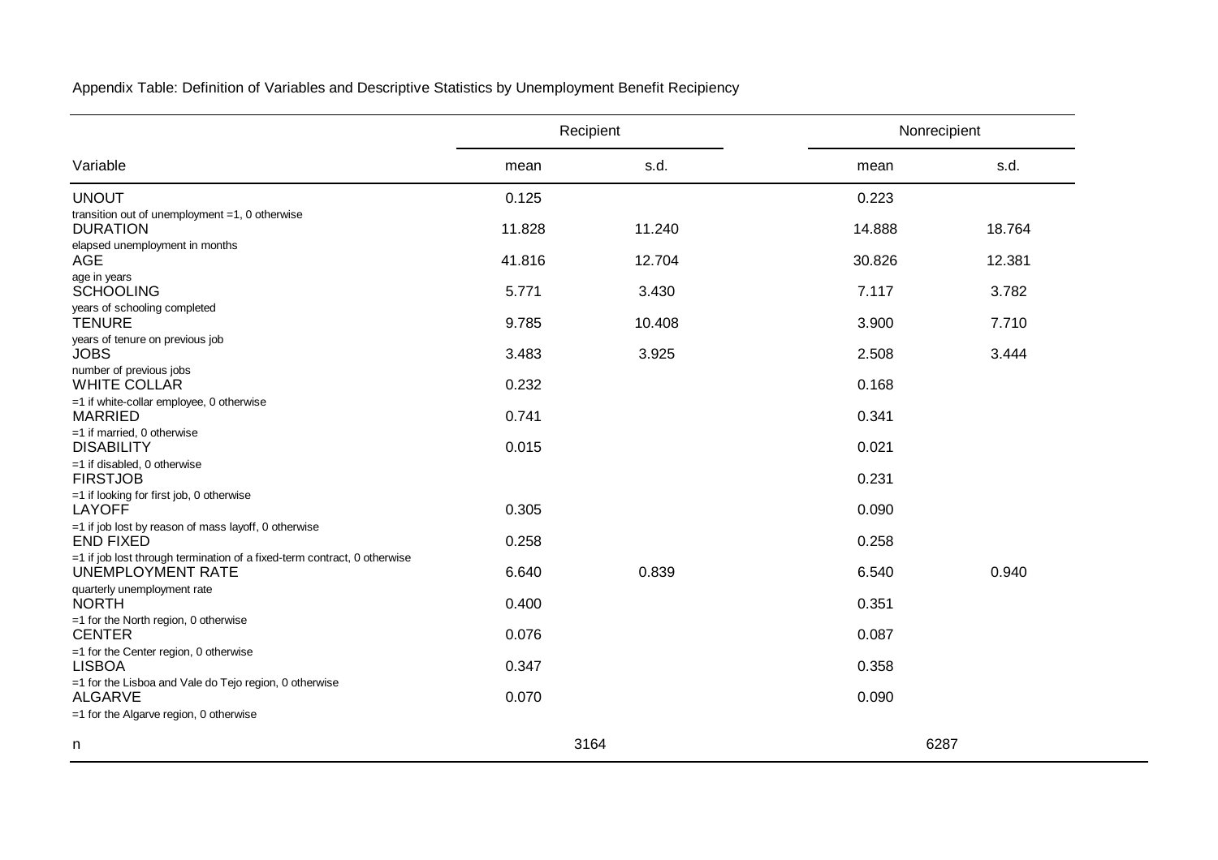Appendix Table: Definition of Variables and Descriptive Statistics by Unemployment Benefit Recipiency

| Variable | Recipient | | Nonrecipient | |
|---|---|---|---|---|
| | mean | s.d. | mean | s.d. |
| UNOUT<br>transition out of unemployment =1, 0 otherwise | 0.125 | | 0.223 | |
| DURATION<br>elapsed unemployment in months | 11.828 | 11.240 | 14.888 | 18.764 |
| AGE<br>age in years | 41.816 | 12.704 | 30.826 | 12.381 |
| SCHOOLING<br>years of schooling completed | 5.771 | 3.430 | 7.117 | 3.782 |
| TENURE<br>years of tenure on previous job | 9.785 | 10.408 | 3.900 | 7.710 |
| JOBS<br>number of previous jobs | 3.483 | 3.925 | 2.508 | 3.444 |
| WHITE COLLAR<br>=1 if white-collar employee, 0 otherwise | 0.232 | | 0.168 | |
| MARRIED<br>=1 if married, 0 otherwise | 0.741 | | 0.341 | |
| DISABILITY<br>=1 if disabled, 0 otherwise | 0.015 | | 0.021 | |
| FIRSTJOB<br>=1 if looking for first job, 0 otherwise | | | 0.231 | |
| LAYOFF<br>=1 if job lost by reason of mass layoff, 0 otherwise | 0.305 | | 0.090 | |
| END FIXED<br>=1 if job lost through termination of a fixed-term contract, 0 otherwise | 0.258 | | 0.258 | |
| UNEMPLOYMENT RATE<br>quarterly unemployment rate | 6.640 | 0.839 | 6.540 | 0.940 |
| NORTH<br>=1 for the North region, 0 otherwise | 0.400 | | 0.351 | |
| CENTER<br>=1 for the Center region, 0 otherwise | 0.076 | | 0.087 | |
| LISBOA<br>=1 for the Lisboa and Vale do Tejo region, 0 otherwise | 0.347 | | 0.358 | |
| ALGARVE<br>=1 for the Algarve region, 0 otherwise | 0.070 | | 0.090 | |
| n | 3164 | | 6287 | |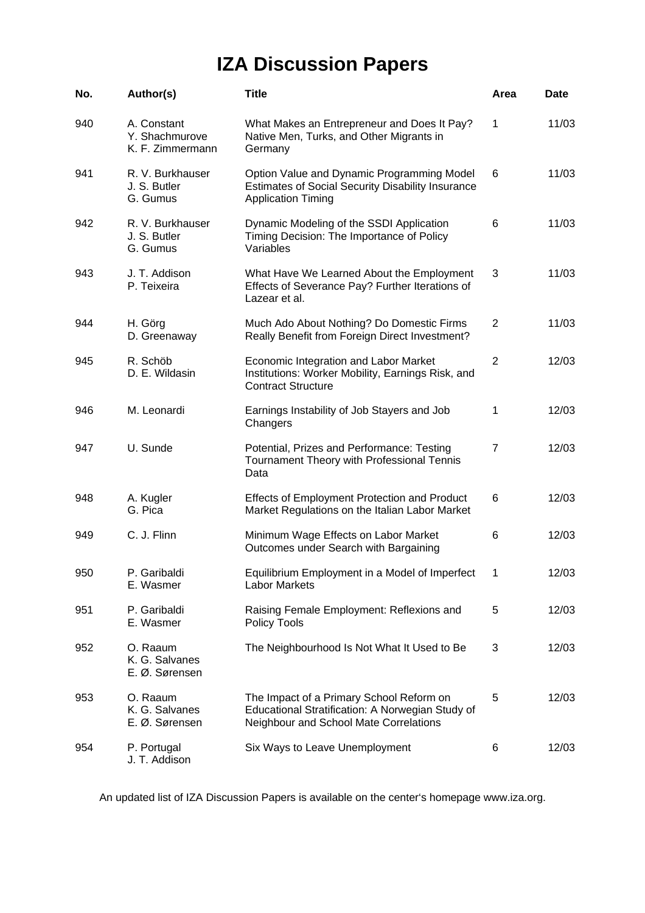# IZA Discussion Papers

| No. | Author(s) | Title | Area | Date |
|---|---|---|---|---|
| 940 | A. Constant<br>Y. Shachmurove<br>K. F. Zimmermann | What Makes an Entrepreneur and Does It Pay? Native Men, Turks, and Other Migrants in Germany | 1 | 11/03 |
| 941 | R. V. Burkhauser<br>J. S. Butler<br>G. Gumus | Option Value and Dynamic Programming Model Estimates of Social Security Disability Insurance Application Timing | 6 | 11/03 |
| 942 | R. V. Burkhauser<br>J. S. Butler<br>G. Gumus | Dynamic Modeling of the SSDI Application Timing Decision: The Importance of Policy Variables | 6 | 11/03 |
| 943 | J. T. Addison<br>P. Teixeira | What Have We Learned About the Employment Effects of Severance Pay? Further Iterations of Lazear et al. | 3 | 11/03 |
| 944 | H. Görg<br>D. Greenaway | Much Ado About Nothing? Do Domestic Firms Really Benefit from Foreign Direct Investment? | 2 | 11/03 |
| 945 | R. Schöb<br>D. E. Wildasin | Economic Integration and Labor Market Institutions: Worker Mobility, Earnings Risk, and Contract Structure | 2 | 12/03 |
| 946 | M. Leonardi | Earnings Instability of Job Stayers and Job Changers | 1 | 12/03 |
| 947 | U. Sunde | Potential, Prizes and Performance: Testing Tournament Theory with Professional Tennis Data | 7 | 12/03 |
| 948 | A. Kugler<br>G. Pica | Effects of Employment Protection and Product Market Regulations on the Italian Labor Market | 6 | 12/03 |
| 949 | C. J. Flinn | Minimum Wage Effects on Labor Market Outcomes under Search with Bargaining | 6 | 12/03 |
| 950 | P. Garibaldi<br>E. Wasmer | Equilibrium Employment in a Model of Imperfect Labor Markets | 1 | 12/03 |
| 951 | P. Garibaldi<br>E. Wasmer | Raising Female Employment: Reflexions and Policy Tools | 5 | 12/03 |
| 952 | O. Raaum<br>K. G. Salvanes<br>E. Ø. Sørensen | The Neighbourhood Is Not What It Used to Be | 3 | 12/03 |
| 953 | O. Raaum<br>K. G. Salvanes<br>E. Ø. Sørensen | The Impact of a Primary School Reform on Educational Stratification: A Norwegian Study of Neighbour and School Mate Correlations | 5 | 12/03 |
| 954 | P. Portugal<br>J. T. Addison | Six Ways to Leave Unemployment | 6 | 12/03 |

An updated list of IZA Discussion Papers is available on the center's homepage www.iza.org.